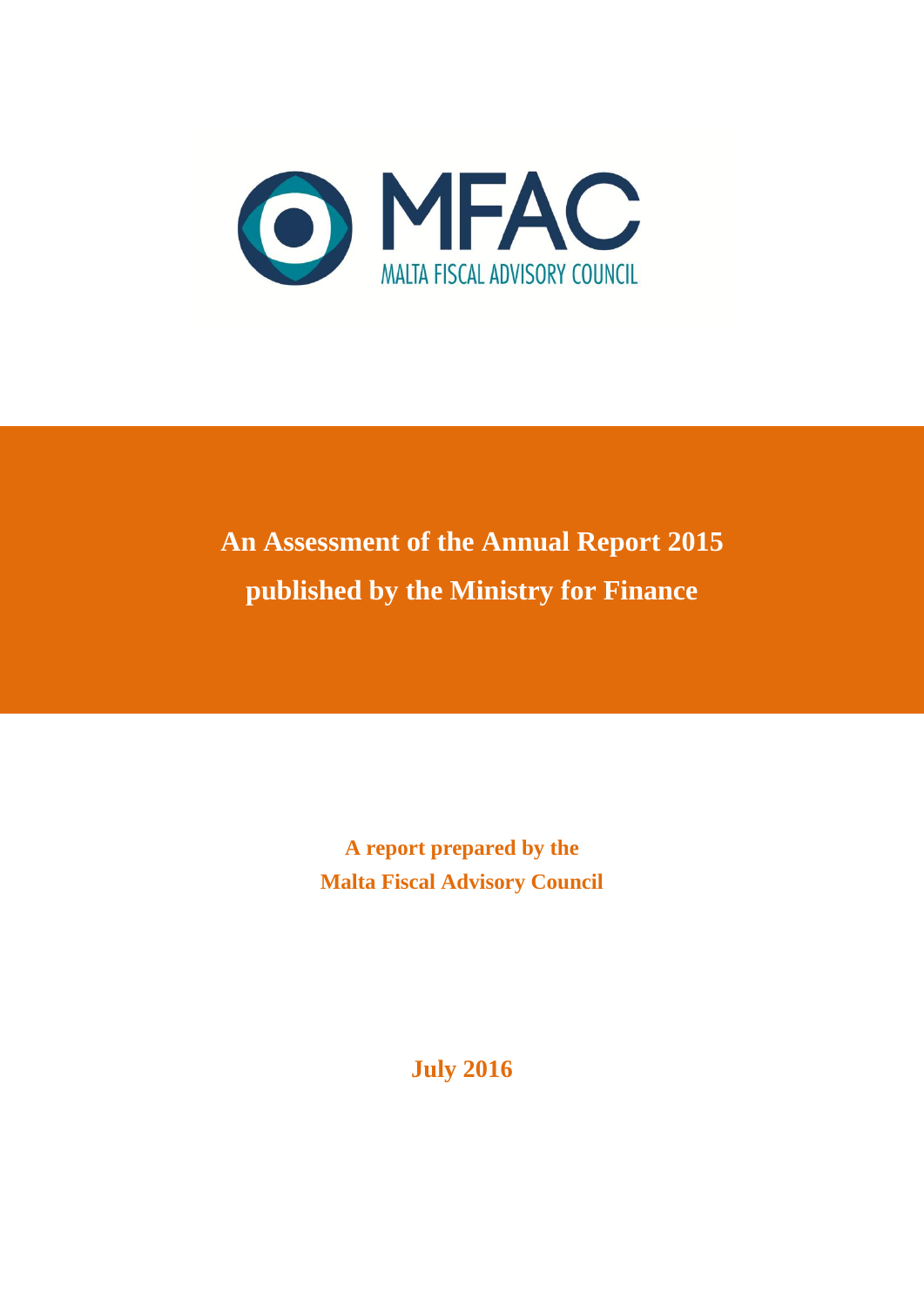MFAC

MALTA FISCAL ADVISORY COUNCIL

# An Assessment of the Annual Report 2015 published by the Ministry for Finance

**A report prepared by the Malta Fiscal Advisory Council**

**July 2016**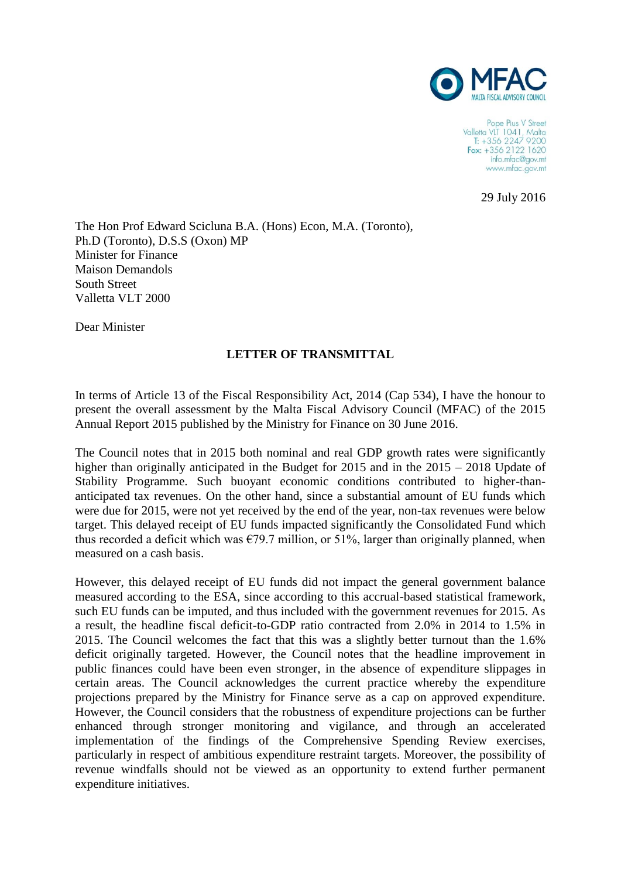MFAC

MALTA FISCAL ADVISORY COUNCIL

Pope Pius V Street
Valletta VLT 1041, Malta
T: +356 2247 9200
Fax: +356 2122 1620
info.mfac@gov.mt
www.mfac.gov.mt

29 July 2016

The Hon Prof Edward Scicluna B.A. (Hons) Econ, M.A. (Toronto), Ph.D (Toronto), D.S.S (Oxon) MP
Minister for Finance
Maison Demandols
South Street
Valletta VLT 2000

Dear Minister

**LETTER OF TRANSMITTAL**

In terms of Article 13 of the Fiscal Responsibility Act, 2014 (Cap 534), I have the honour to present the overall assessment by the Malta Fiscal Advisory Council (MFAC) of the 2015 Annual Report 2015 published by the Ministry for Finance on 30 June 2016.

The Council notes that in 2015 both nominal and real GDP growth rates were significantly higher than originally anticipated in the Budget for 2015 and in the 2015 – 2018 Update of Stability Programme. Such buoyant economic conditions contributed to higher-than-anticipated tax revenues. On the other hand, since a substantial amount of EU funds which were due for 2015, were not yet received by the end of the year, non-tax revenues were below target. This delayed receipt of EU funds impacted significantly the Consolidated Fund which thus recorded a deficit which was €79.7 million, or 51%, larger than originally planned, when measured on a cash basis.

However, this delayed receipt of EU funds did not impact the general government balance measured according to the ESA, since according to this accrual-based statistical framework, such EU funds can be imputed, and thus included with the government revenues for 2015. As a result, the headline fiscal deficit-to-GDP ratio contracted from 2.0% in 2014 to 1.5% in 2015. The Council welcomes the fact that this was a slightly better turnout than the 1.6% deficit originally targeted. However, the Council notes that the headline improvement in public finances could have been even stronger, in the absence of expenditure slippages in certain areas. The Council acknowledges the current practice whereby the expenditure projections prepared by the Ministry for Finance serve as a cap on approved expenditure. However, the Council considers that the robustness of expenditure projections can be further enhanced through stronger monitoring and vigilance, and through an accelerated implementation of the findings of the Comprehensive Spending Review exercises, particularly in respect of ambitious expenditure restraint targets. Moreover, the possibility of revenue windfalls should not be viewed as an opportunity to extend further permanent expenditure initiatives.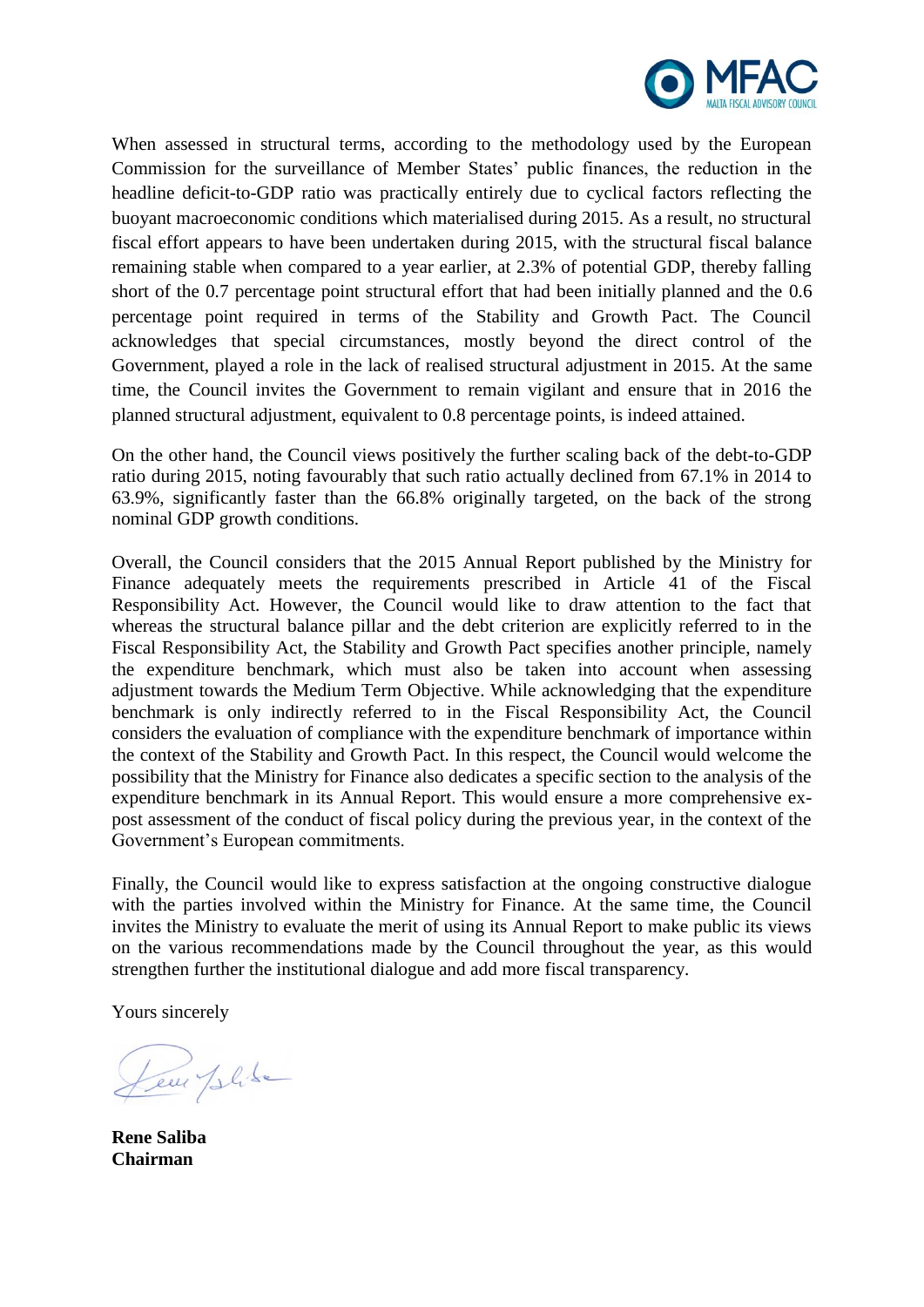When assessed in structural terms, according to the methodology used by the European Commission for the surveillance of Member States' public finances, the reduction in the headline deficit-to-GDP ratio was practically entirely due to cyclical factors reflecting the buoyant macroeconomic conditions which materialised during 2015. As a result, no structural fiscal effort appears to have been undertaken during 2015, with the structural fiscal balance remaining stable when compared to a year earlier, at 2.3% of potential GDP, thereby falling short of the 0.7 percentage point structural effort that had been initially planned and the 0.6 percentage point required in terms of the Stability and Growth Pact. The Council acknowledges that special circumstances, mostly beyond the direct control of the Government, played a role in the lack of realised structural adjustment in 2015. At the same time, the Council invites the Government to remain vigilant and ensure that in 2016 the planned structural adjustment, equivalent to 0.8 percentage points, is indeed attained.

On the other hand, the Council views positively the further scaling back of the debt-to-GDP ratio during 2015, noting favourably that such ratio actually declined from 67.1% in 2014 to 63.9%, significantly faster than the 66.8% originally targeted, on the back of the strong nominal GDP growth conditions.

Overall, the Council considers that the 2015 Annual Report published by the Ministry for Finance adequately meets the requirements prescribed in Article 41 of the Fiscal Responsibility Act. However, the Council would like to draw attention to the fact that whereas the structural balance pillar and the debt criterion are explicitly referred to in the Fiscal Responsibility Act, the Stability and Growth Pact specifies another principle, namely the expenditure benchmark, which must also be taken into account when assessing adjustment towards the Medium Term Objective. While acknowledging that the expenditure benchmark is only indirectly referred to in the Fiscal Responsibility Act, the Council considers the evaluation of compliance with the expenditure benchmark of importance within the context of the Stability and Growth Pact. In this respect, the Council would welcome the possibility that the Ministry for Finance also dedicates a specific section to the analysis of the expenditure benchmark in its Annual Report. This would ensure a more comprehensive ex-post assessment of the conduct of fiscal policy during the previous year, in the context of the Government's European commitments.

Finally, the Council would like to express satisfaction at the ongoing constructive dialogue with the parties involved within the Ministry for Finance. At the same time, the Council invites the Ministry to evaluate the merit of using its Annual Report to make public its views on the various recommendations made by the Council throughout the year, as this would strengthen further the institutional dialogue and add more fiscal transparency.

Yours sincerely

**Rene Saliba**
**Chairman**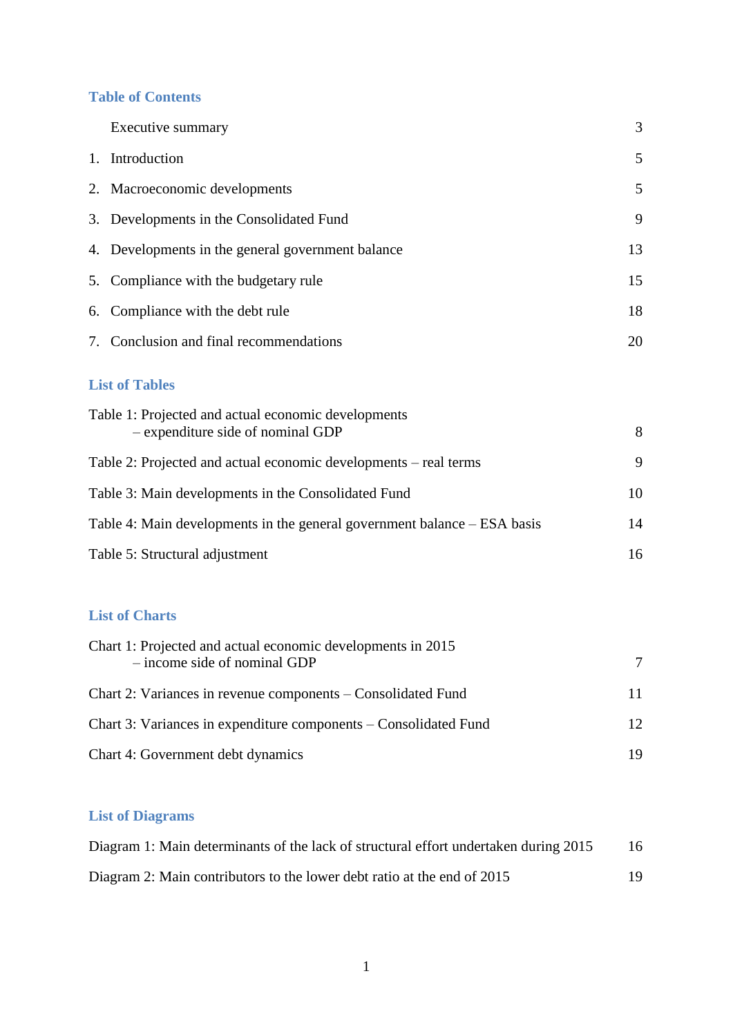## Table of Contents

| | | |
|---|---|---|
| | Executive summary | 3 |
| 1. | Introduction | 5 |
| 2. | Macroeconomic developments | 5 |
| 3. | Developments in the Consolidated Fund | 9 |
| 4. | Developments in the general government balance | 13 |
| 5. | Compliance with the budgetary rule | 15 |
| 6. | Compliance with the debt rule | 18 |
| 7. | Conclusion and final recommendations | 20 |

## List of Tables

| | |
|---|---|
| Table 1: Projected and actual economic developments – expenditure side of nominal GDP | 8 |
| Table 2: Projected and actual economic developments – real terms | 9 |
| Table 3: Main developments in the Consolidated Fund | 10 |
| Table 4: Main developments in the general government balance – ESA basis | 14 |
| Table 5: Structural adjustment | 16 |

## List of Charts

| | |
|---|---|
| Chart 1: Projected and actual economic developments in 2015 – income side of nominal GDP | 7 |
| Chart 2: Variances in revenue components – Consolidated Fund | 11 |
| Chart 3: Variances in expenditure components – Consolidated Fund | 12 |
| Chart 4: Government debt dynamics | 19 |

## List of Diagrams

| | |
|---|---|
| Diagram 1: Main determinants of the lack of structural effort undertaken during 2015 | 16 |
| Diagram 2: Main contributors to the lower debt ratio at the end of 2015 | 19 |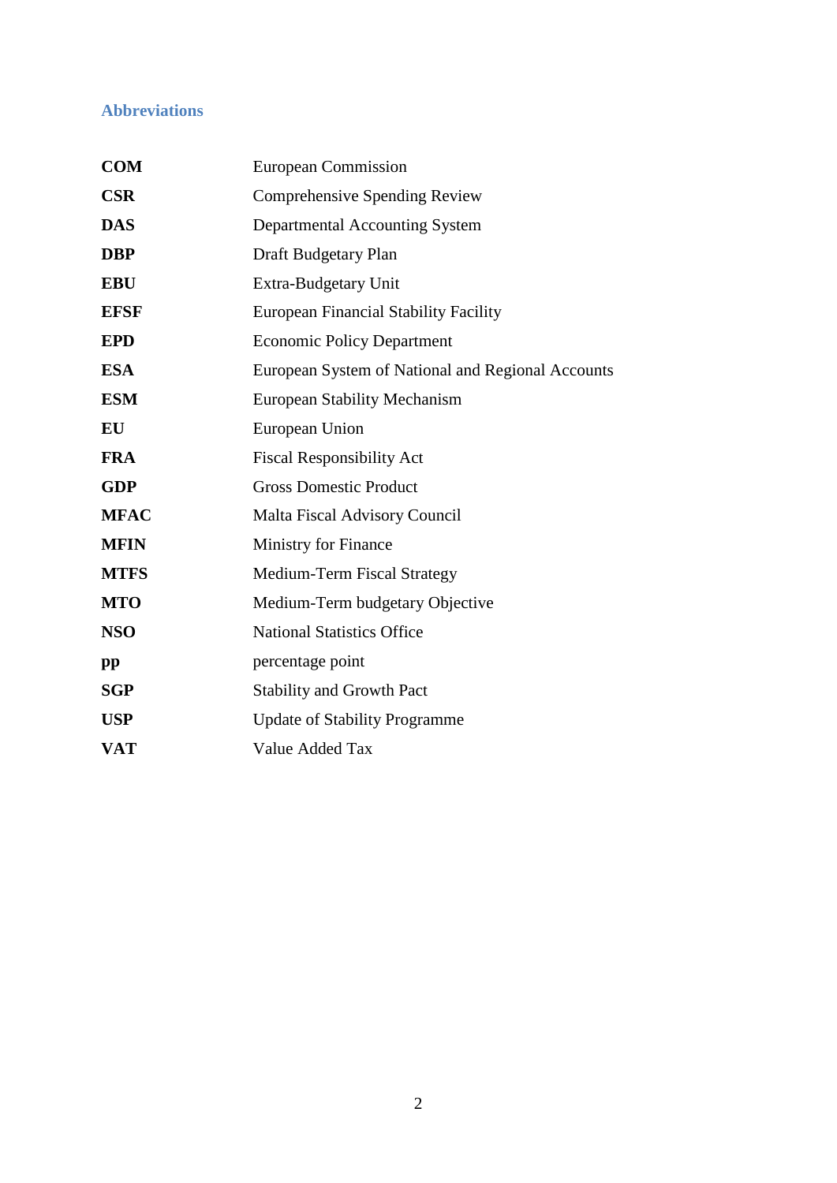## Abbreviations

| | |
|---|---|
| **COM** | European Commission |
| **CSR** | Comprehensive Spending Review |
| **DAS** | Departmental Accounting System |
| **DBP** | Draft Budgetary Plan |
| **EBU** | Extra-Budgetary Unit |
| **EFSF** | European Financial Stability Facility |
| **EPD** | Economic Policy Department |
| **ESA** | European System of National and Regional Accounts |
| **ESM** | European Stability Mechanism |
| **EU** | European Union |
| **FRA** | Fiscal Responsibility Act |
| **GDP** | Gross Domestic Product |
| **MFAC** | Malta Fiscal Advisory Council |
| **MFIN** | Ministry for Finance |
| **MTFS** | Medium-Term Fiscal Strategy |
| **MTO** | Medium-Term budgetary Objective |
| **NSO** | National Statistics Office |
| **pp** | percentage point |
| **SGP** | Stability and Growth Pact |
| **USP** | Update of Stability Programme |
| **VAT** | Value Added Tax |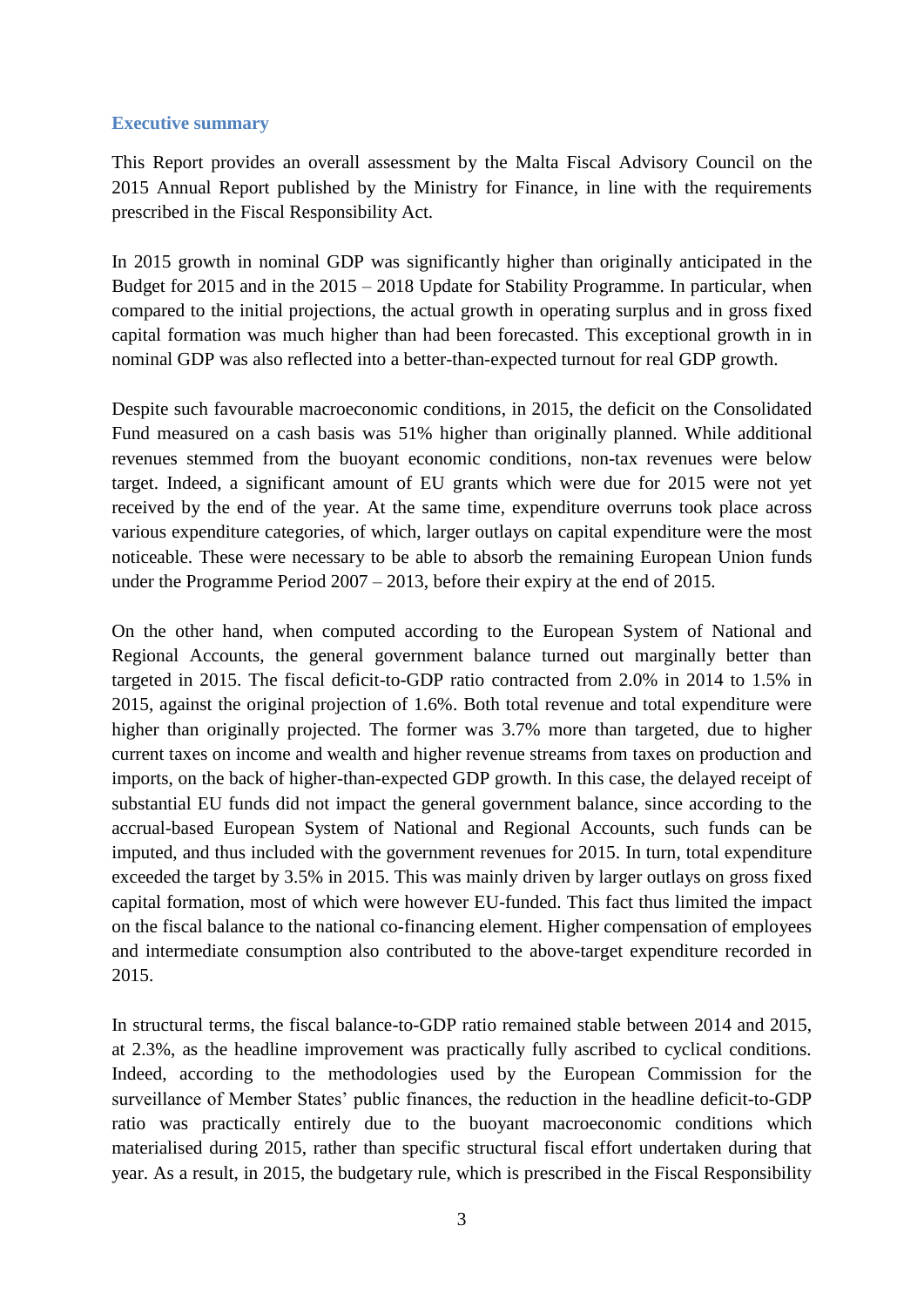### Executive summary

This Report provides an overall assessment by the Malta Fiscal Advisory Council on the 2015 Annual Report published by the Ministry for Finance, in line with the requirements prescribed in the Fiscal Responsibility Act.

In 2015 growth in nominal GDP was significantly higher than originally anticipated in the Budget for 2015 and in the 2015 – 2018 Update for Stability Programme. In particular, when compared to the initial projections, the actual growth in operating surplus and in gross fixed capital formation was much higher than had been forecasted. This exceptional growth in in nominal GDP was also reflected into a better-than-expected turnout for real GDP growth.

Despite such favourable macroeconomic conditions, in 2015, the deficit on the Consolidated Fund measured on a cash basis was 51% higher than originally planned. While additional revenues stemmed from the buoyant economic conditions, non-tax revenues were below target. Indeed, a significant amount of EU grants which were due for 2015 were not yet received by the end of the year. At the same time, expenditure overruns took place across various expenditure categories, of which, larger outlays on capital expenditure were the most noticeable. These were necessary to be able to absorb the remaining European Union funds under the Programme Period 2007 – 2013, before their expiry at the end of 2015.

On the other hand, when computed according to the European System of National and Regional Accounts, the general government balance turned out marginally better than targeted in 2015. The fiscal deficit-to-GDP ratio contracted from 2.0% in 2014 to 1.5% in 2015, against the original projection of 1.6%. Both total revenue and total expenditure were higher than originally projected. The former was 3.7% more than targeted, due to higher current taxes on income and wealth and higher revenue streams from taxes on production and imports, on the back of higher-than-expected GDP growth. In this case, the delayed receipt of substantial EU funds did not impact the general government balance, since according to the accrual-based European System of National and Regional Accounts, such funds can be imputed, and thus included with the government revenues for 2015. In turn, total expenditure exceeded the target by 3.5% in 2015. This was mainly driven by larger outlays on gross fixed capital formation, most of which were however EU-funded. This fact thus limited the impact on the fiscal balance to the national co-financing element. Higher compensation of employees and intermediate consumption also contributed to the above-target expenditure recorded in 2015.

In structural terms, the fiscal balance-to-GDP ratio remained stable between 2014 and 2015, at 2.3%, as the headline improvement was practically fully ascribed to cyclical conditions. Indeed, according to the methodologies used by the European Commission for the surveillance of Member States' public finances, the reduction in the headline deficit-to-GDP ratio was practically entirely due to the buoyant macroeconomic conditions which materialised during 2015, rather than specific structural fiscal effort undertaken during that year. As a result, in 2015, the budgetary rule, which is prescribed in the Fiscal Responsibility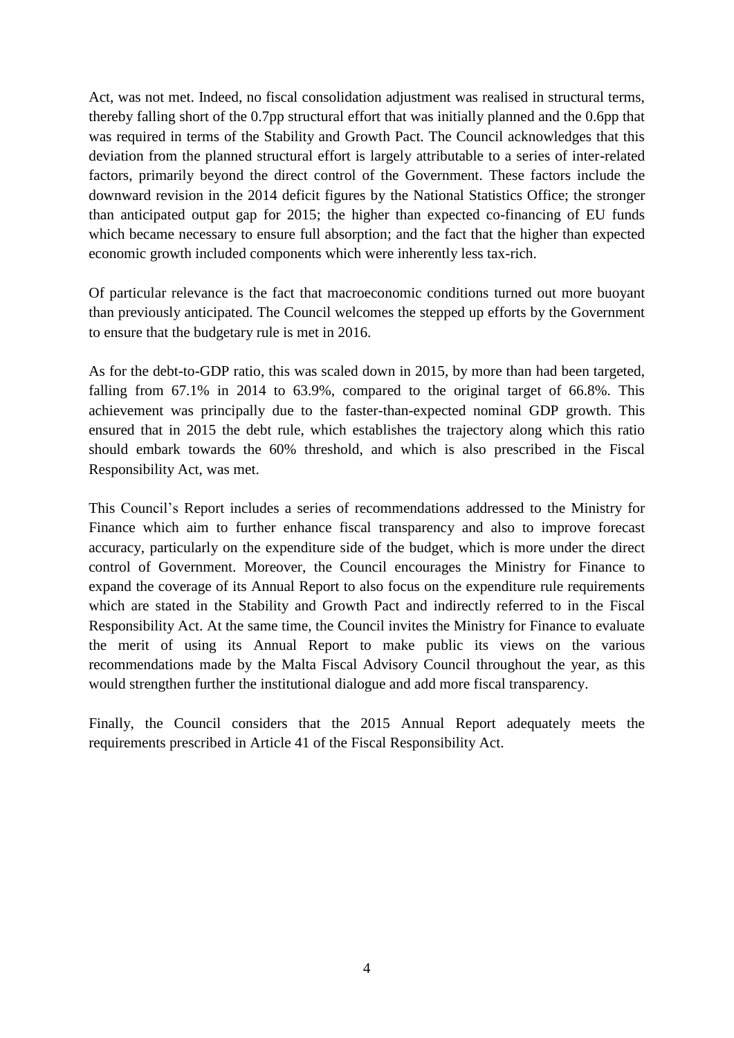Act, was not met. Indeed, no fiscal consolidation adjustment was realised in structural terms, thereby falling short of the 0.7pp structural effort that was initially planned and the 0.6pp that was required in terms of the Stability and Growth Pact. The Council acknowledges that this deviation from the planned structural effort is largely attributable to a series of inter-related factors, primarily beyond the direct control of the Government. These factors include the downward revision in the 2014 deficit figures by the National Statistics Office; the stronger than anticipated output gap for 2015; the higher than expected co-financing of EU funds which became necessary to ensure full absorption; and the fact that the higher than expected economic growth included components which were inherently less tax-rich.

Of particular relevance is the fact that macroeconomic conditions turned out more buoyant than previously anticipated. The Council welcomes the stepped up efforts by the Government to ensure that the budgetary rule is met in 2016.

As for the debt-to-GDP ratio, this was scaled down in 2015, by more than had been targeted, falling from 67.1% in 2014 to 63.9%, compared to the original target of 66.8%. This achievement was principally due to the faster-than-expected nominal GDP growth. This ensured that in 2015 the debt rule, which establishes the trajectory along which this ratio should embark towards the 60% threshold, and which is also prescribed in the Fiscal Responsibility Act, was met.

This Council's Report includes a series of recommendations addressed to the Ministry for Finance which aim to further enhance fiscal transparency and also to improve forecast accuracy, particularly on the expenditure side of the budget, which is more under the direct control of Government. Moreover, the Council encourages the Ministry for Finance to expand the coverage of its Annual Report to also focus on the expenditure rule requirements which are stated in the Stability and Growth Pact and indirectly referred to in the Fiscal Responsibility Act. At the same time, the Council invites the Ministry for Finance to evaluate the merit of using its Annual Report to make public its views on the various recommendations made by the Malta Fiscal Advisory Council throughout the year, as this would strengthen further the institutional dialogue and add more fiscal transparency.

Finally, the Council considers that the 2015 Annual Report adequately meets the requirements prescribed in Article 41 of the Fiscal Responsibility Act.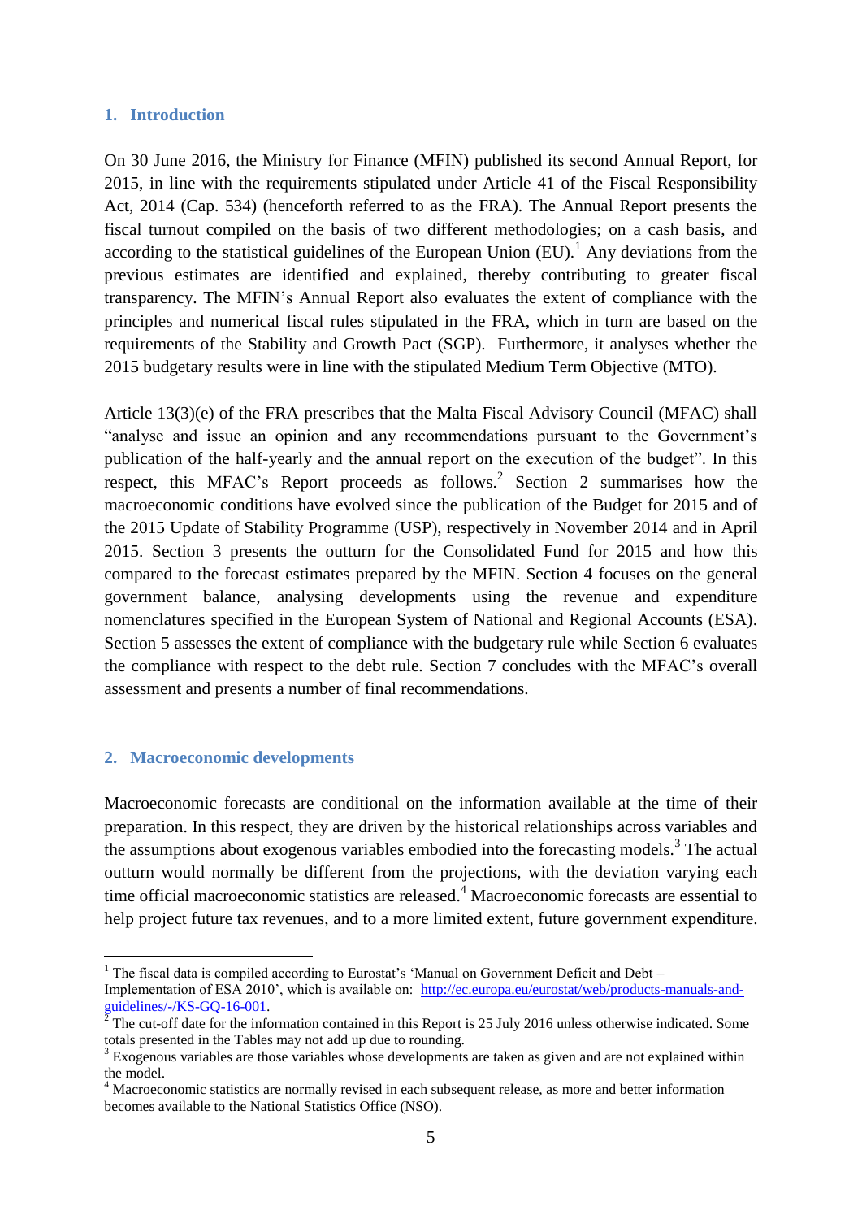## 1. Introduction

On 30 June 2016, the Ministry for Finance (MFIN) published its second Annual Report, for 2015, in line with the requirements stipulated under Article 41 of the Fiscal Responsibility Act, 2014 (Cap. 534) (henceforth referred to as the FRA). The Annual Report presents the fiscal turnout compiled on the basis of two different methodologies; on a cash basis, and according to the statistical guidelines of the European Union (EU).[1] Any deviations from the previous estimates are identified and explained, thereby contributing to greater fiscal transparency. The MFIN's Annual Report also evaluates the extent of compliance with the principles and numerical fiscal rules stipulated in the FRA, which in turn are based on the requirements of the Stability and Growth Pact (SGP). Furthermore, it analyses whether the 2015 budgetary results were in line with the stipulated Medium Term Objective (MTO).

Article 13(3)(e) of the FRA prescribes that the Malta Fiscal Advisory Council (MFAC) shall "analyse and issue an opinion and any recommendations pursuant to the Government's publication of the half-yearly and the annual report on the execution of the budget". In this respect, this MFAC's Report proceeds as follows.[2] Section 2 summarises how the macroeconomic conditions have evolved since the publication of the Budget for 2015 and of the 2015 Update of Stability Programme (USP), respectively in November 2014 and in April 2015. Section 3 presents the outturn for the Consolidated Fund for 2015 and how this compared to the forecast estimates prepared by the MFIN. Section 4 focuses on the general government balance, analysing developments using the revenue and expenditure nomenclatures specified in the European System of National and Regional Accounts (ESA). Section 5 assesses the extent of compliance with the budgetary rule while Section 6 evaluates the compliance with respect to the debt rule. Section 7 concludes with the MFAC's overall assessment and presents a number of final recommendations.

## 2. Macroeconomic developments

Macroeconomic forecasts are conditional on the information available at the time of their preparation. In this respect, they are driven by the historical relationships across variables and the assumptions about exogenous variables embodied into the forecasting models.[3] The actual outturn would normally be different from the projections, with the deviation varying each time official macroeconomic statistics are released.[4] Macroeconomic forecasts are essential to help project future tax revenues, and to a more limited extent, future government expenditure.

---

[1] The fiscal data is compiled according to Eurostat's 'Manual on Government Deficit and Debt – Implementation of ESA 2010', which is available on: http://ec.europa.eu/eurostat/web/products-manuals-and-guidelines/-/KS-GQ-16-001.

[2] The cut-off date for the information contained in this Report is 25 July 2016 unless otherwise indicated. Some totals presented in the Tables may not add up due to rounding.

[3] Exogenous variables are those variables whose developments are taken as given and are not explained within the model.

[4] Macroeconomic statistics are normally revised in each subsequent release, as more and better information becomes available to the National Statistics Office (NSO).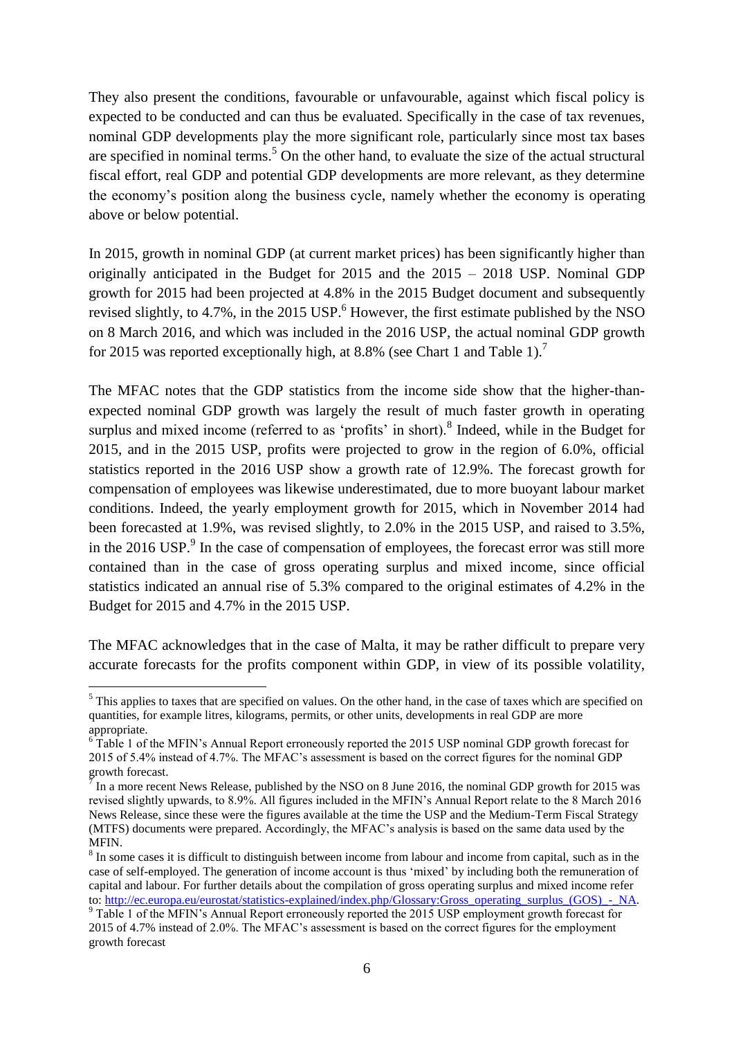They also present the conditions, favourable or unfavourable, against which fiscal policy is expected to be conducted and can thus be evaluated. Specifically in the case of tax revenues, nominal GDP developments play the more significant role, particularly since most tax bases are specified in nominal terms.[5] On the other hand, to evaluate the size of the actual structural fiscal effort, real GDP and potential GDP developments are more relevant, as they determine the economy's position along the business cycle, namely whether the economy is operating above or below potential.

In 2015, growth in nominal GDP (at current market prices) has been significantly higher than originally anticipated in the Budget for 2015 and the 2015 – 2018 USP. Nominal GDP growth for 2015 had been projected at 4.8% in the 2015 Budget document and subsequently revised slightly, to 4.7%, in the 2015 USP.[6] However, the first estimate published by the NSO on 8 March 2016, and which was included in the 2016 USP, the actual nominal GDP growth for 2015 was reported exceptionally high, at 8.8% (see Chart 1 and Table 1).[7]

The MFAC notes that the GDP statistics from the income side show that the higher-than-expected nominal GDP growth was largely the result of much faster growth in operating surplus and mixed income (referred to as 'profits' in short).[8] Indeed, while in the Budget for 2015, and in the 2015 USP, profits were projected to grow in the region of 6.0%, official statistics reported in the 2016 USP show a growth rate of 12.9%. The forecast growth for compensation of employees was likewise underestimated, due to more buoyant labour market conditions. Indeed, the yearly employment growth for 2015, which in November 2014 had been forecasted at 1.9%, was revised slightly, to 2.0% in the 2015 USP, and raised to 3.5%, in the 2016 USP.[9] In the case of compensation of employees, the forecast error was still more contained than in the case of gross operating surplus and mixed income, since official statistics indicated an annual rise of 5.3% compared to the original estimates of 4.2% in the Budget for 2015 and 4.7% in the 2015 USP.

The MFAC acknowledges that in the case of Malta, it may be rather difficult to prepare very accurate forecasts for the profits component within GDP, in view of its possible volatility,

---

[5] This applies to taxes that are specified on values. On the other hand, in the case of taxes which are specified on quantities, for example litres, kilograms, permits, or other units, developments in real GDP are more appropriate.

[6] Table 1 of the MFIN's Annual Report erroneously reported the 2015 USP nominal GDP growth forecast for 2015 of 5.4% instead of 4.7%. The MFAC's assessment is based on the correct figures for the nominal GDP growth forecast.

[7] In a more recent News Release, published by the NSO on 8 June 2016, the nominal GDP growth for 2015 was revised slightly upwards, to 8.9%. All figures included in the MFIN's Annual Report relate to the 8 March 2016 News Release, since these were the figures available at the time the USP and the Medium-Term Fiscal Strategy (MTFS) documents were prepared. Accordingly, the MFAC's analysis is based on the same data used by the MFIN.

[8] In some cases it is difficult to distinguish between income from labour and income from capital, such as in the case of self-employed. The generation of income account is thus 'mixed' by including both the remuneration of capital and labour. For further details about the compilation of gross operating surplus and mixed income refer to: http://ec.europa.eu/eurostat/statistics-explained/index.php/Glossary:Gross_operating_surplus_(GOS)_-_NA.

[9] Table 1 of the MFIN's Annual Report erroneously reported the 2015 USP employment growth forecast for 2015 of 4.7% instead of 2.0%. The MFAC's assessment is based on the correct figures for the employment growth forecast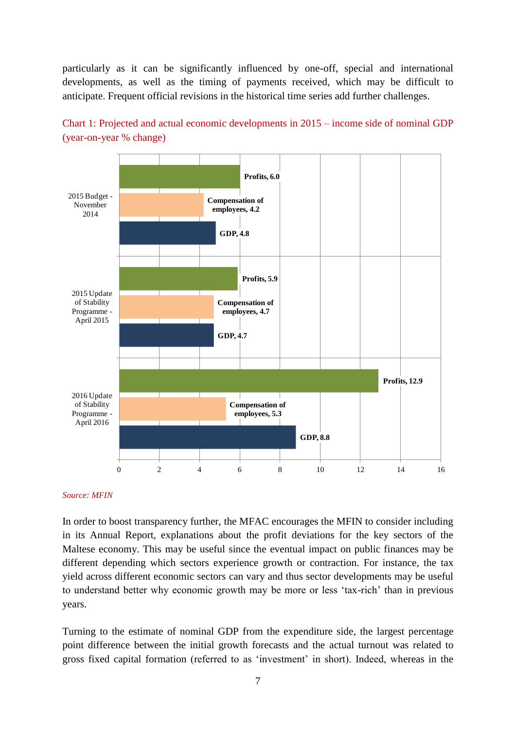particularly as it can be significantly influenced by one-off, special and international developments, as well as the timing of payments received, which may be difficult to anticipate. Frequent official revisions in the historical time series add further challenges.

Chart 1: Projected and actual economic developments in 2015 – income side of nominal GDP (year-on-year % change)

| | Profits | Compensation of employees | GDP |
|---|---|---|---|
| 2015 Budget - November 2014 | 6.0 | 4.2 | 4.8 |
| 2015 Update of Stability Programme - April 2015 | 5.9 | 4.7 | 4.7 |
| 2016 Update of Stability Programme - April 2016 | 12.9 | 5.3 | 8.8 |

*Source: MFIN*

In order to boost transparency further, the MFAC encourages the MFIN to consider including in its Annual Report, explanations about the profit deviations for the key sectors of the Maltese economy. This may be useful since the eventual impact on public finances may be different depending which sectors experience growth or contraction. For instance, the tax yield across different economic sectors can vary and thus sector developments may be useful to understand better why economic growth may be more or less 'tax-rich' than in previous years.

Turning to the estimate of nominal GDP from the expenditure side, the largest percentage point difference between the initial growth forecasts and the actual turnout was related to gross fixed capital formation (referred to as 'investment' in short). Indeed, whereas in the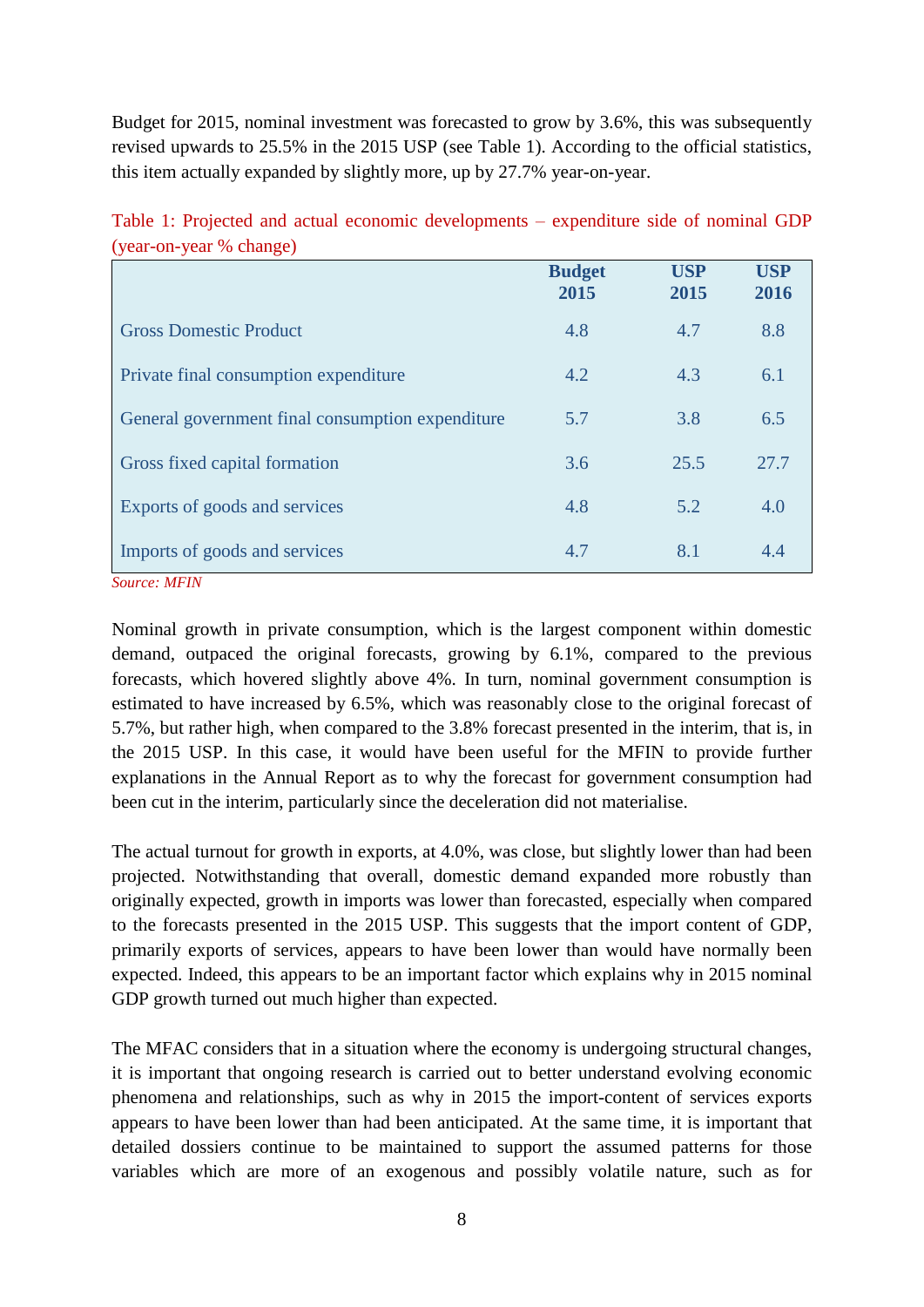Budget for 2015, nominal investment was forecasted to grow by 3.6%, this was subsequently revised upwards to 25.5% in the 2015 USP (see Table 1). According to the official statistics, this item actually expanded by slightly more, up by 27.7% year-on-year.

Table 1: Projected and actual economic developments – expenditure side of nominal GDP (year-on-year % change)

| | Budget 2015 | USP 2015 | USP 2016 |
|---|---|---|---|
| Gross Domestic Product | 4.8 | 4.7 | 8.8 |
| Private final consumption expenditure | 4.2 | 4.3 | 6.1 |
| General government final consumption expenditure | 5.7 | 3.8 | 6.5 |
| Gross fixed capital formation | 3.6 | 25.5 | 27.7 |
| Exports of goods and services | 4.8 | 5.2 | 4.0 |
| Imports of goods and services | 4.7 | 8.1 | 4.4 |

*Source: MFIN*

Nominal growth in private consumption, which is the largest component within domestic demand, outpaced the original forecasts, growing by 6.1%, compared to the previous forecasts, which hovered slightly above 4%. In turn, nominal government consumption is estimated to have increased by 6.5%, which was reasonably close to the original forecast of 5.7%, but rather high, when compared to the 3.8% forecast presented in the interim, that is, in the 2015 USP. In this case, it would have been useful for the MFIN to provide further explanations in the Annual Report as to why the forecast for government consumption had been cut in the interim, particularly since the deceleration did not materialise.

The actual turnout for growth in exports, at 4.0%, was close, but slightly lower than had been projected. Notwithstanding that overall, domestic demand expanded more robustly than originally expected, growth in imports was lower than forecasted, especially when compared to the forecasts presented in the 2015 USP. This suggests that the import content of GDP, primarily exports of services, appears to have been lower than would have normally been expected. Indeed, this appears to be an important factor which explains why in 2015 nominal GDP growth turned out much higher than expected.

The MFAC considers that in a situation where the economy is undergoing structural changes, it is important that ongoing research is carried out to better understand evolving economic phenomena and relationships, such as why in 2015 the import-content of services exports appears to have been lower than had been anticipated. At the same time, it is important that detailed dossiers continue to be maintained to support the assumed patterns for those variables which are more of an exogenous and possibly volatile nature, such as for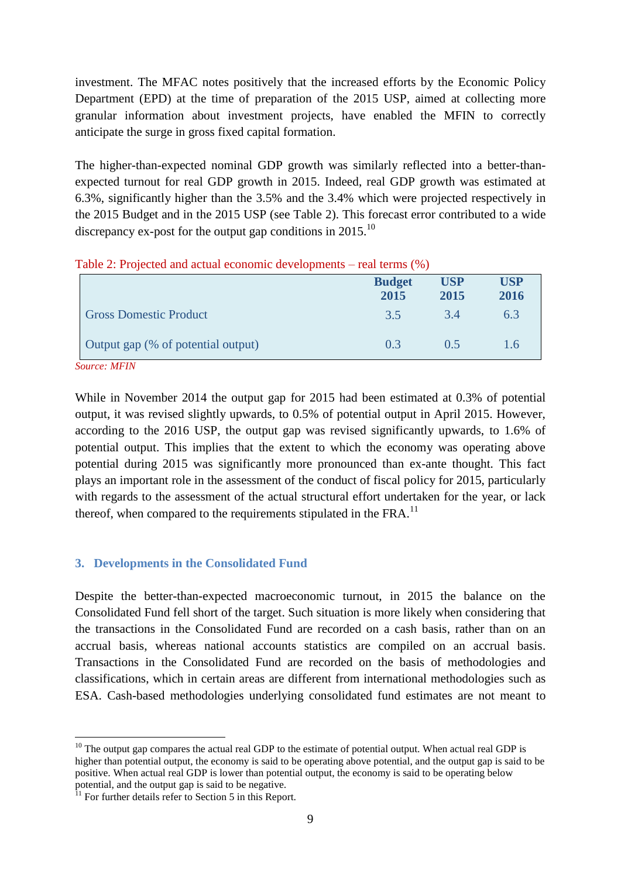investment. The MFAC notes positively that the increased efforts by the Economic Policy Department (EPD) at the time of preparation of the 2015 USP, aimed at collecting more granular information about investment projects, have enabled the MFIN to correctly anticipate the surge in gross fixed capital formation.

The higher-than-expected nominal GDP growth was similarly reflected into a better-than-expected turnout for real GDP growth in 2015. Indeed, real GDP growth was estimated at 6.3%, significantly higher than the 3.5% and the 3.4% which were projected respectively in the 2015 Budget and in the 2015 USP (see Table 2). This forecast error contributed to a wide discrepancy ex-post for the output gap conditions in 2015.[10]

Table 2: Projected and actual economic developments – real terms (%)

| | Budget 2015 | USP 2015 | USP 2016 |
|---|---|---|---|
| Gross Domestic Product | 3.5 | 3.4 | 6.3 |
| Output gap (% of potential output) | 0.3 | 0.5 | 1.6 |

*Source: MFIN*

While in November 2014 the output gap for 2015 had been estimated at 0.3% of potential output, it was revised slightly upwards, to 0.5% of potential output in April 2015. However, according to the 2016 USP, the output gap was revised significantly upwards, to 1.6% of potential output. This implies that the extent to which the economy was operating above potential during 2015 was significantly more pronounced than ex-ante thought. This fact plays an important role in the assessment of the conduct of fiscal policy for 2015, particularly with regards to the assessment of the actual structural effort undertaken for the year, or lack thereof, when compared to the requirements stipulated in the FRA.[11]

## 3. Developments in the Consolidated Fund

Despite the better-than-expected macroeconomic turnout, in 2015 the balance on the Consolidated Fund fell short of the target. Such situation is more likely when considering that the transactions in the Consolidated Fund are recorded on a cash basis, rather than on an accrual basis, whereas national accounts statistics are compiled on an accrual basis. Transactions in the Consolidated Fund are recorded on the basis of methodologies and classifications, which in certain areas are different from international methodologies such as ESA. Cash-based methodologies underlying consolidated fund estimates are not meant to

---

[10] The output gap compares the actual real GDP to the estimate of potential output. When actual real GDP is higher than potential output, the economy is said to be operating above potential, and the output gap is said to be positive. When actual real GDP is lower than potential output, the economy is said to be operating below potential, and the output gap is said to be negative.

[11] For further details refer to Section 5 in this Report.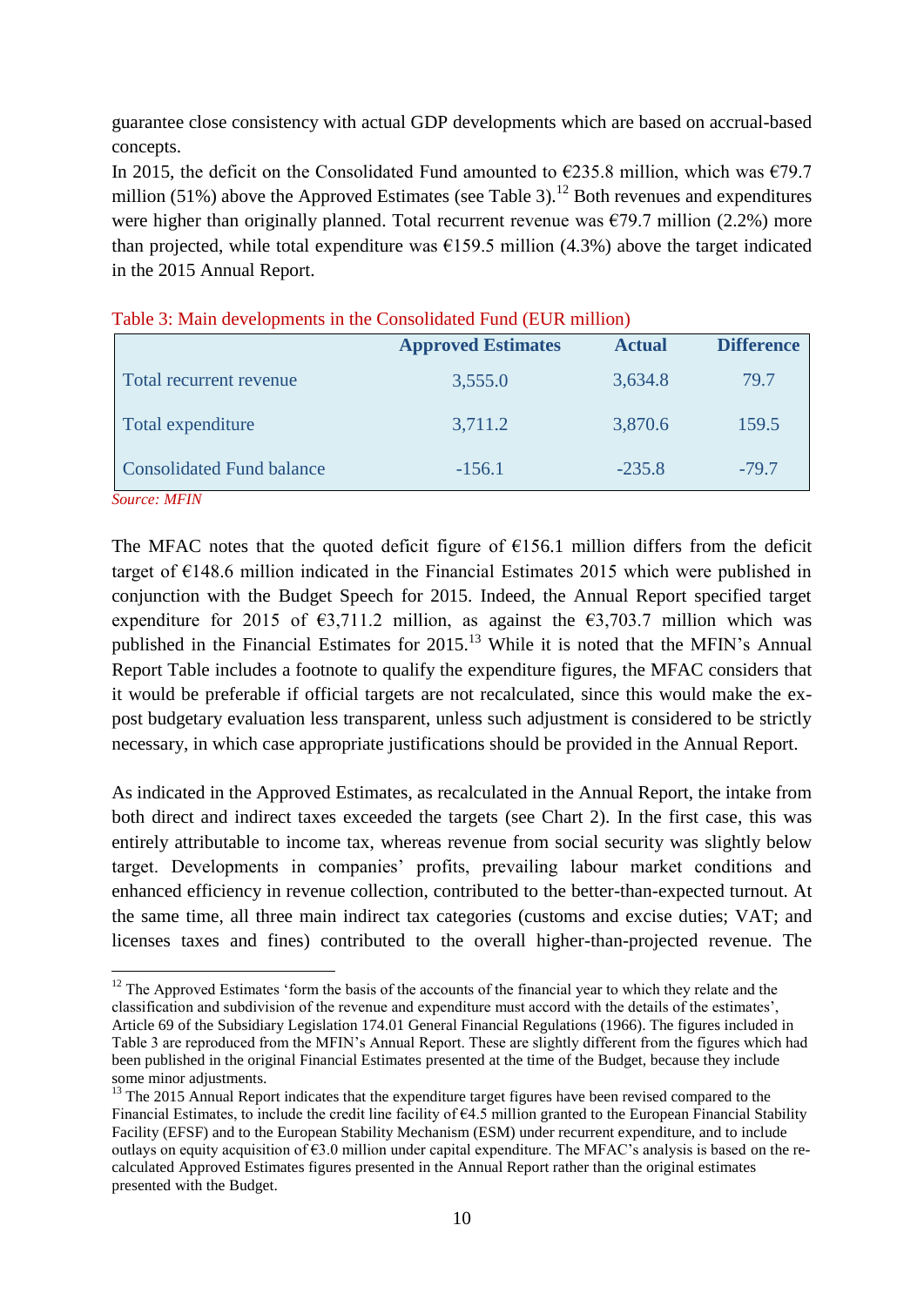guarantee close consistency with actual GDP developments which are based on accrual-based concepts.

In 2015, the deficit on the Consolidated Fund amounted to €235.8 million, which was €79.7 million (51%) above the Approved Estimates (see Table 3).[12] Both revenues and expenditures were higher than originally planned. Total recurrent revenue was €79.7 million (2.2%) more than projected, while total expenditure was €159.5 million (4.3%) above the target indicated in the 2015 Annual Report.

Table 3: Main developments in the Consolidated Fund (EUR million)

| | Approved Estimates | Actual | Difference |
|---|---|---|---|
| Total recurrent revenue | 3,555.0 | 3,634.8 | 79.7 |
| Total expenditure | 3,711.2 | 3,870.6 | 159.5 |
| Consolidated Fund balance | -156.1 | -235.8 | -79.7 |

*Source: MFIN*

The MFAC notes that the quoted deficit figure of €156.1 million differs from the deficit target of €148.6 million indicated in the Financial Estimates 2015 which were published in conjunction with the Budget Speech for 2015. Indeed, the Annual Report specified target expenditure for 2015 of €3,711.2 million, as against the €3,703.7 million which was published in the Financial Estimates for 2015.[13] While it is noted that the MFIN's Annual Report Table includes a footnote to qualify the expenditure figures, the MFAC considers that it would be preferable if official targets are not recalculated, since this would make the ex-post budgetary evaluation less transparent, unless such adjustment is considered to be strictly necessary, in which case appropriate justifications should be provided in the Annual Report.

As indicated in the Approved Estimates, as recalculated in the Annual Report, the intake from both direct and indirect taxes exceeded the targets (see Chart 2). In the first case, this was entirely attributable to income tax, whereas revenue from social security was slightly below target. Developments in companies' profits, prevailing labour market conditions and enhanced efficiency in revenue collection, contributed to the better-than-expected turnout. At the same time, all three main indirect tax categories (customs and excise duties; VAT; and licenses taxes and fines) contributed to the overall higher-than-projected revenue. The

[12] The Approved Estimates 'form the basis of the accounts of the financial year to which they relate and the classification and subdivision of the revenue and expenditure must accord with the details of the estimates', Article 69 of the Subsidiary Legislation 174.01 General Financial Regulations (1966). The figures included in Table 3 are reproduced from the MFIN's Annual Report. These are slightly different from the figures which had been published in the original Financial Estimates presented at the time of the Budget, because they include some minor adjustments.

[13] The 2015 Annual Report indicates that the expenditure target figures have been revised compared to the Financial Estimates, to include the credit line facility of €4.5 million granted to the European Financial Stability Facility (EFSF) and to the European Stability Mechanism (ESM) under recurrent expenditure, and to include outlays on equity acquisition of €3.0 million under capital expenditure. The MFAC's analysis is based on the re-calculated Approved Estimates figures presented in the Annual Report rather than the original estimates presented with the Budget.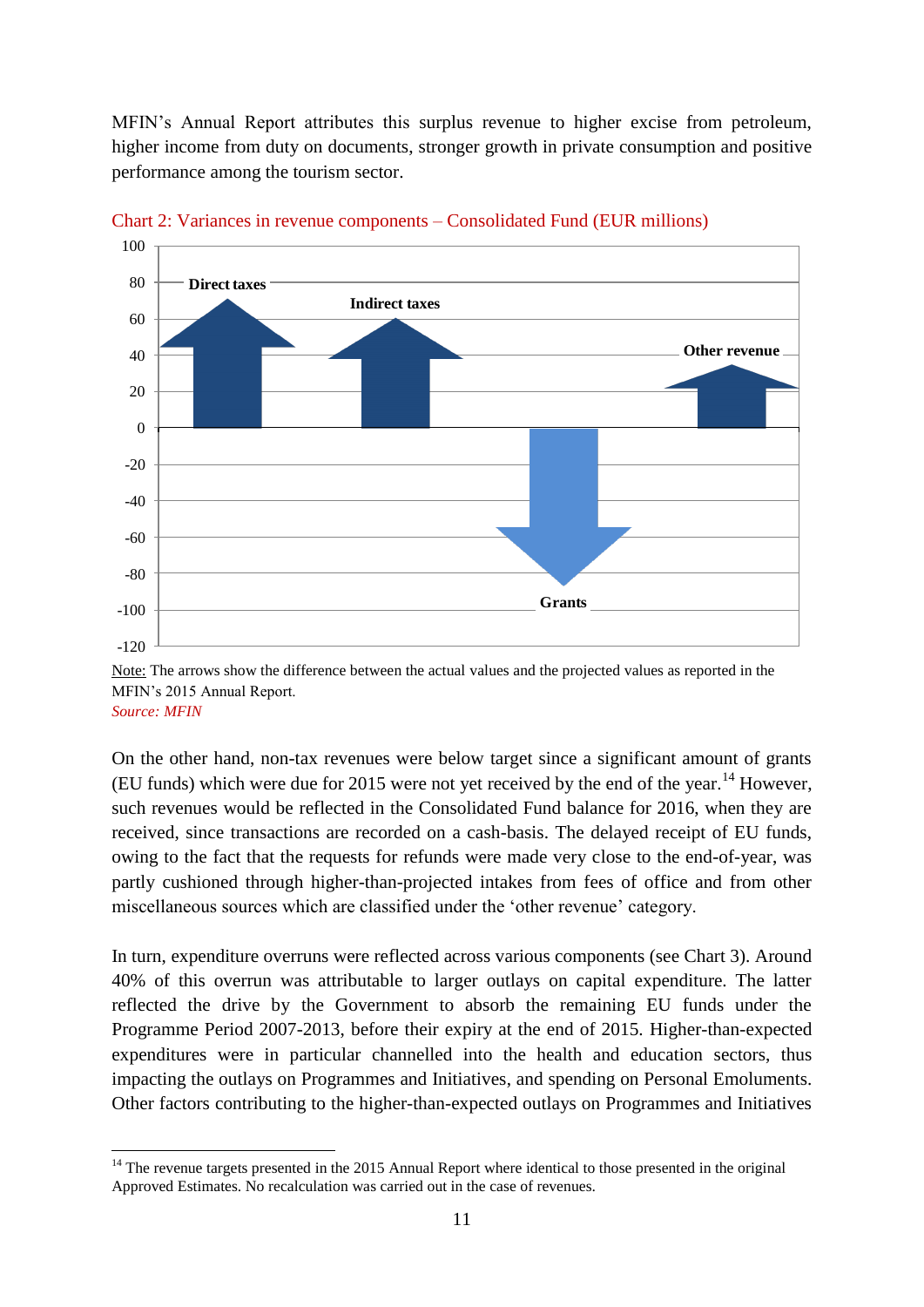MFIN's Annual Report attributes this surplus revenue to higher excise from petroleum, higher income from duty on documents, stronger growth in private consumption and positive performance among the tourism sector.

Chart 2: Variances in revenue components – Consolidated Fund (EUR millions)

Note: The arrows show the difference between the actual values and the projected values as reported in the MFIN's 2015 Annual Report.

*Source: MFIN*

On the other hand, non-tax revenues were below target since a significant amount of grants (EU funds) which were due for 2015 were not yet received by the end of the year.[14] However, such revenues would be reflected in the Consolidated Fund balance for 2016, when they are received, since transactions are recorded on a cash-basis. The delayed receipt of EU funds, owing to the fact that the requests for refunds were made very close to the end-of-year, was partly cushioned through higher-than-projected intakes from fees of office and from other miscellaneous sources which are classified under the 'other revenue' category.

In turn, expenditure overruns were reflected across various components (see Chart 3). Around 40% of this overrun was attributable to larger outlays on capital expenditure. The latter reflected the drive by the Government to absorb the remaining EU funds under the Programme Period 2007-2013, before their expiry at the end of 2015. Higher-than-expected expenditures were in particular channelled into the health and education sectors, thus impacting the outlays on Programmes and Initiatives, and spending on Personal Emoluments. Other factors contributing to the higher-than-expected outlays on Programmes and Initiatives

[14] The revenue targets presented in the 2015 Annual Report where identical to those presented in the original Approved Estimates. No recalculation was carried out in the case of revenues.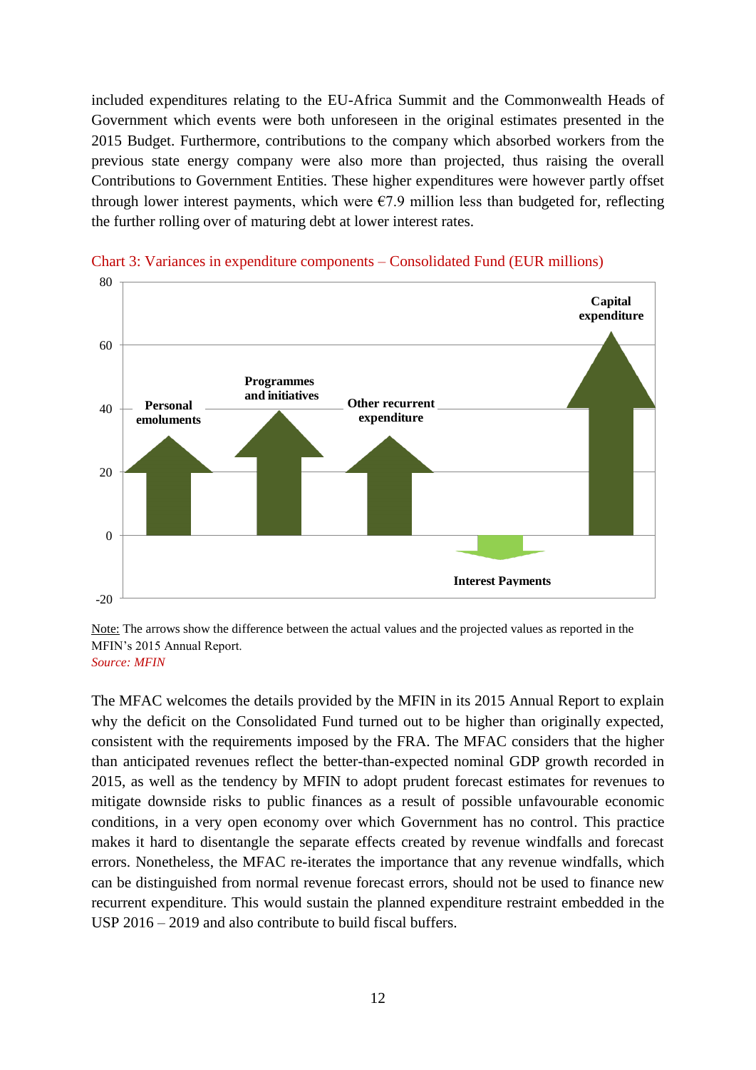included expenditures relating to the EU-Africa Summit and the Commonwealth Heads of Government which events were both unforeseen in the original estimates presented in the 2015 Budget. Furthermore, contributions to the company which absorbed workers from the previous state energy company were also more than projected, thus raising the overall Contributions to Government Entities. These higher expenditures were however partly offset through lower interest payments, which were €7.9 million less than budgeted for, reflecting the further rolling over of maturing debt at lower interest rates.

Chart 3: Variances in expenditure components – Consolidated Fund (EUR millions)

Note: The arrows show the difference between the actual values and the projected values as reported in the MFIN's 2015 Annual Report.
*Source: MFIN*

The MFAC welcomes the details provided by the MFIN in its 2015 Annual Report to explain why the deficit on the Consolidated Fund turned out to be higher than originally expected, consistent with the requirements imposed by the FRA. The MFAC considers that the higher than anticipated revenues reflect the better-than-expected nominal GDP growth recorded in 2015, as well as the tendency by MFIN to adopt prudent forecast estimates for revenues to mitigate downside risks to public finances as a result of possible unfavourable economic conditions, in a very open economy over which Government has no control. This practice makes it hard to disentangle the separate effects created by revenue windfalls and forecast errors. Nonetheless, the MFAC re-iterates the importance that any revenue windfalls, which can be distinguished from normal revenue forecast errors, should not be used to finance new recurrent expenditure. This would sustain the planned expenditure restraint embedded in the USP 2016 – 2019 and also contribute to build fiscal buffers.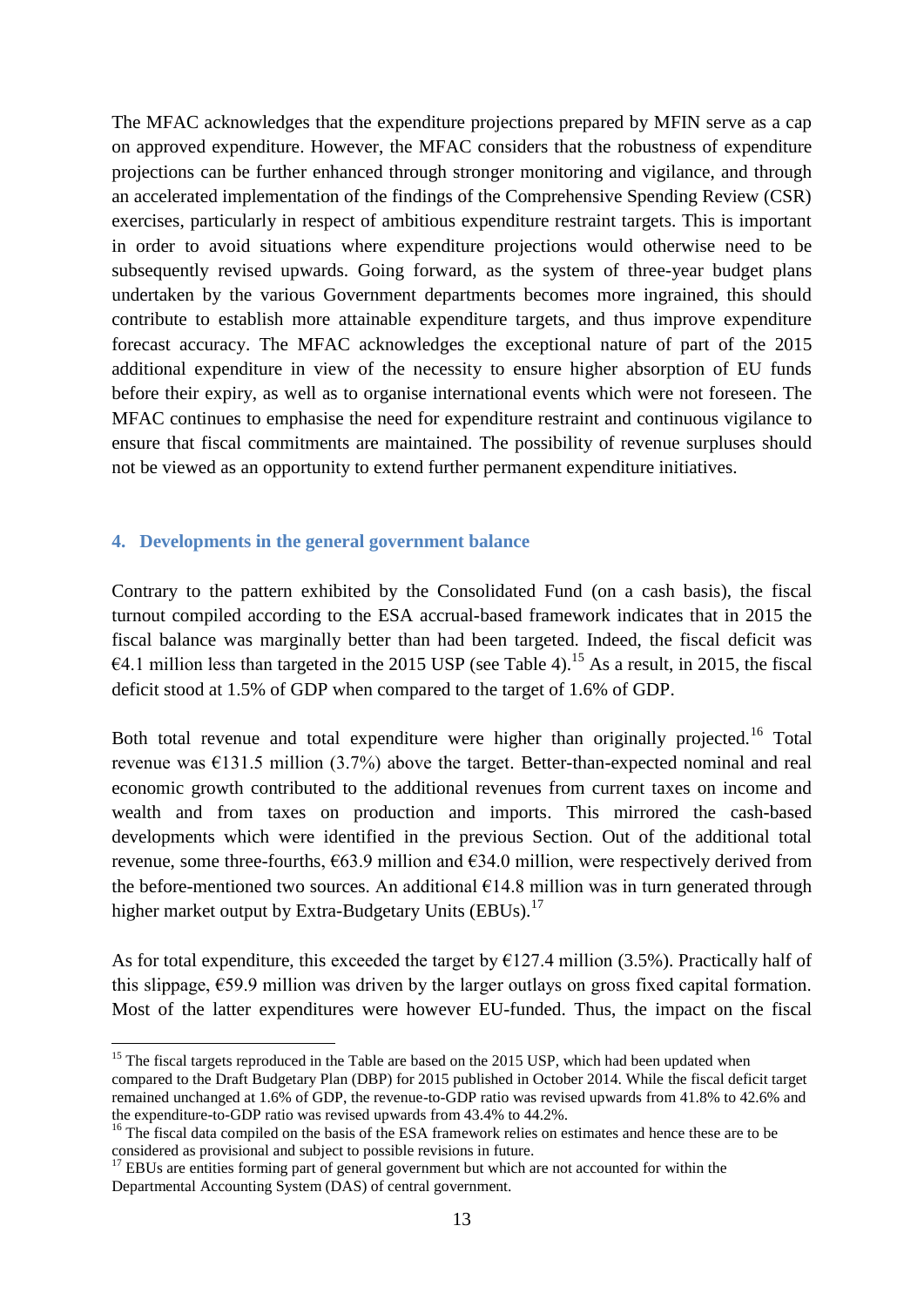The MFAC acknowledges that the expenditure projections prepared by MFIN serve as a cap on approved expenditure. However, the MFAC considers that the robustness of expenditure projections can be further enhanced through stronger monitoring and vigilance, and through an accelerated implementation of the findings of the Comprehensive Spending Review (CSR) exercises, particularly in respect of ambitious expenditure restraint targets. This is important in order to avoid situations where expenditure projections would otherwise need to be subsequently revised upwards. Going forward, as the system of three-year budget plans undertaken by the various Government departments becomes more ingrained, this should contribute to establish more attainable expenditure targets, and thus improve expenditure forecast accuracy. The MFAC acknowledges the exceptional nature of part of the 2015 additional expenditure in view of the necessity to ensure higher absorption of EU funds before their expiry, as well as to organise international events which were not foreseen. The MFAC continues to emphasise the need for expenditure restraint and continuous vigilance to ensure that fiscal commitments are maintained. The possibility of revenue surpluses should not be viewed as an opportunity to extend further permanent expenditure initiatives.

## 4. Developments in the general government balance

Contrary to the pattern exhibited by the Consolidated Fund (on a cash basis), the fiscal turnout compiled according to the ESA accrual-based framework indicates that in 2015 the fiscal balance was marginally better than had been targeted. Indeed, the fiscal deficit was €4.1 million less than targeted in the 2015 USP (see Table 4).[15] As a result, in 2015, the fiscal deficit stood at 1.5% of GDP when compared to the target of 1.6% of GDP.

Both total revenue and total expenditure were higher than originally projected.[16] Total revenue was €131.5 million (3.7%) above the target. Better-than-expected nominal and real economic growth contributed to the additional revenues from current taxes on income and wealth and from taxes on production and imports. This mirrored the cash-based developments which were identified in the previous Section. Out of the additional total revenue, some three-fourths, €63.9 million and €34.0 million, were respectively derived from the before-mentioned two sources. An additional €14.8 million was in turn generated through higher market output by Extra-Budgetary Units (EBUs).[17]

As for total expenditure, this exceeded the target by €127.4 million (3.5%). Practically half of this slippage, €59.9 million was driven by the larger outlays on gross fixed capital formation. Most of the latter expenditures were however EU-funded. Thus, the impact on the fiscal

---

[15] The fiscal targets reproduced in the Table are based on the 2015 USP, which had been updated when compared to the Draft Budgetary Plan (DBP) for 2015 published in October 2014. While the fiscal deficit target remained unchanged at 1.6% of GDP, the revenue-to-GDP ratio was revised upwards from 41.8% to 42.6% and the expenditure-to-GDP ratio was revised upwards from 43.4% to 44.2%.

[16] The fiscal data compiled on the basis of the ESA framework relies on estimates and hence these are to be considered as provisional and subject to possible revisions in future.

[17] EBUs are entities forming part of general government but which are not accounted for within the Departmental Accounting System (DAS) of central government.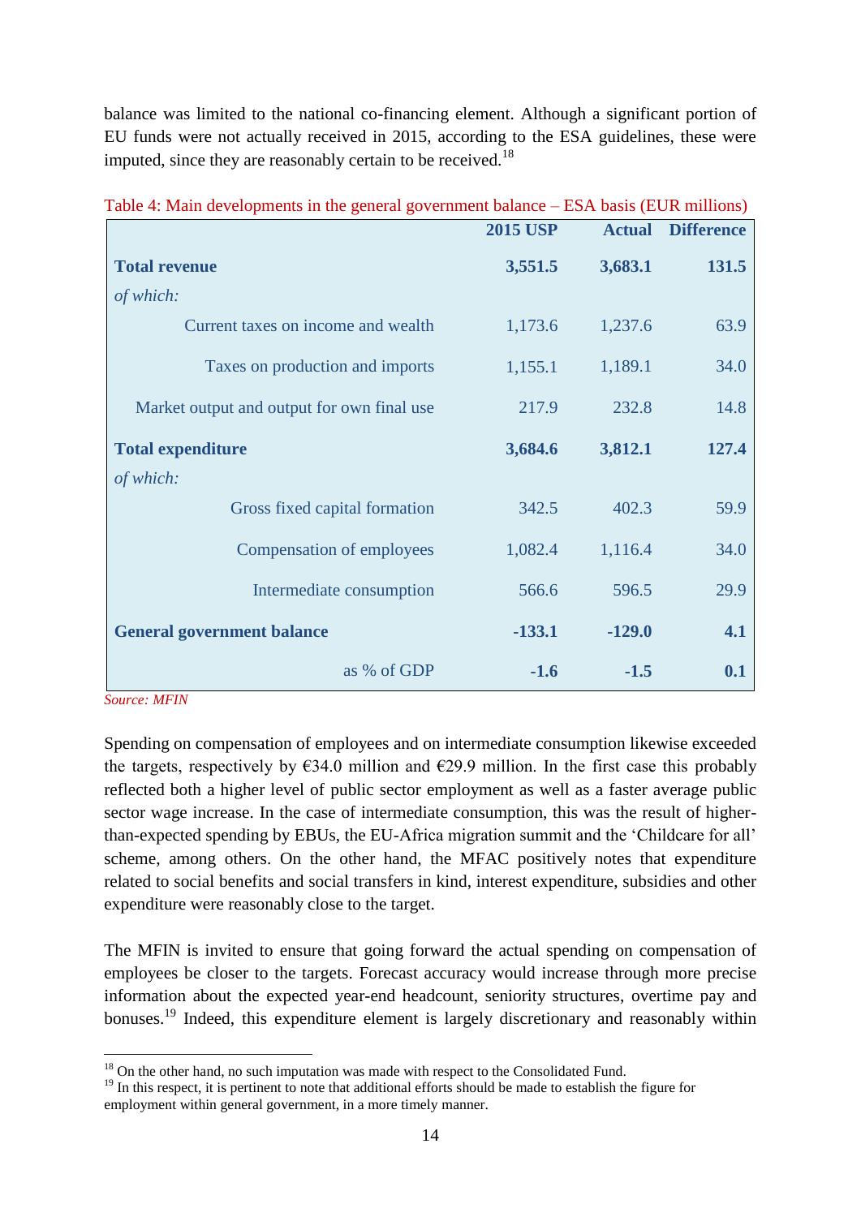balance was limited to the national co-financing element. Although a significant portion of EU funds were not actually received in 2015, according to the ESA guidelines, these were imputed, since they are reasonably certain to be received.[18]

Table 4: Main developments in the general government balance – ESA basis (EUR millions)

| | 2015 USP | Actual | Difference |
|---|---|---|---|
| **Total revenue** | **3,551.5** | **3,683.1** | **131.5** |
| *of which:* | | | |
| Current taxes on income and wealth | 1,173.6 | 1,237.6 | 63.9 |
| Taxes on production and imports | 1,155.1 | 1,189.1 | 34.0 |
| Market output and output for own final use | 217.9 | 232.8 | 14.8 |
| **Total expenditure** | **3,684.6** | **3,812.1** | **127.4** |
| *of which:* | | | |
| Gross fixed capital formation | 342.5 | 402.3 | 59.9 |
| Compensation of employees | 1,082.4 | 1,116.4 | 34.0 |
| Intermediate consumption | 566.6 | 596.5 | 29.9 |
| **General government balance** | **-133.1** | **-129.0** | **4.1** |
| as % of GDP | **-1.6** | **-1.5** | **0.1** |

*Source: MFIN*

Spending on compensation of employees and on intermediate consumption likewise exceeded the targets, respectively by €34.0 million and €29.9 million. In the first case this probably reflected both a higher level of public sector employment as well as a faster average public sector wage increase. In the case of intermediate consumption, this was the result of higher-than-expected spending by EBUs, the EU-Africa migration summit and the 'Childcare for all' scheme, among others. On the other hand, the MFAC positively notes that expenditure related to social benefits and social transfers in kind, interest expenditure, subsidies and other expenditure were reasonably close to the target.

The MFIN is invited to ensure that going forward the actual spending on compensation of employees be closer to the targets. Forecast accuracy would increase through more precise information about the expected year-end headcount, seniority structures, overtime pay and bonuses.[19] Indeed, this expenditure element is largely discretionary and reasonably within

[18] On the other hand, no such imputation was made with respect to the Consolidated Fund.

[19] In this respect, it is pertinent to note that additional efforts should be made to establish the figure for employment within general government, in a more timely manner.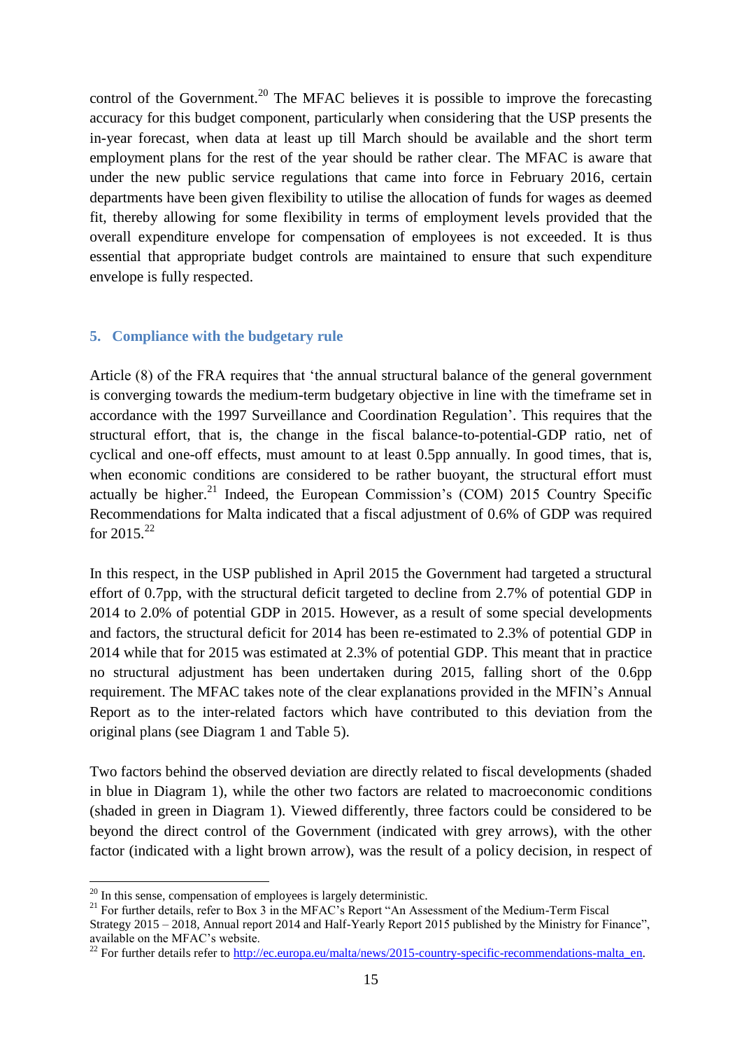control of the Government.[20] The MFAC believes it is possible to improve the forecasting accuracy for this budget component, particularly when considering that the USP presents the in-year forecast, when data at least up till March should be available and the short term employment plans for the rest of the year should be rather clear. The MFAC is aware that under the new public service regulations that came into force in February 2016, certain departments have been given flexibility to utilise the allocation of funds for wages as deemed fit, thereby allowing for some flexibility in terms of employment levels provided that the overall expenditure envelope for compensation of employees is not exceeded. It is thus essential that appropriate budget controls are maintained to ensure that such expenditure envelope is fully respected.

## 5. Compliance with the budgetary rule

Article (8) of the FRA requires that 'the annual structural balance of the general government is converging towards the medium-term budgetary objective in line with the timeframe set in accordance with the 1997 Surveillance and Coordination Regulation'. This requires that the structural effort, that is, the change in the fiscal balance-to-potential-GDP ratio, net of cyclical and one-off effects, must amount to at least 0.5pp annually. In good times, that is, when economic conditions are considered to be rather buoyant, the structural effort must actually be higher.[21] Indeed, the European Commission's (COM) 2015 Country Specific Recommendations for Malta indicated that a fiscal adjustment of 0.6% of GDP was required for 2015.[22]

In this respect, in the USP published in April 2015 the Government had targeted a structural effort of 0.7pp, with the structural deficit targeted to decline from 2.7% of potential GDP in 2014 to 2.0% of potential GDP in 2015. However, as a result of some special developments and factors, the structural deficit for 2014 has been re-estimated to 2.3% of potential GDP in 2014 while that for 2015 was estimated at 2.3% of potential GDP. This meant that in practice no structural adjustment has been undertaken during 2015, falling short of the 0.6pp requirement. The MFAC takes note of the clear explanations provided in the MFIN's Annual Report as to the inter-related factors which have contributed to this deviation from the original plans (see Diagram 1 and Table 5).

Two factors behind the observed deviation are directly related to fiscal developments (shaded in blue in Diagram 1), while the other two factors are related to macroeconomic conditions (shaded in green in Diagram 1). Viewed differently, three factors could be considered to be beyond the direct control of the Government (indicated with grey arrows), with the other factor (indicated with a light brown arrow), was the result of a policy decision, in respect of

---

[20] In this sense, compensation of employees is largely deterministic.

[21] For further details, refer to Box 3 in the MFAC's Report "An Assessment of the Medium-Term Fiscal Strategy 2015 – 2018, Annual report 2014 and Half-Yearly Report 2015 published by the Ministry for Finance", available on the MFAC's website.

[22] For further details refer to http://ec.europa.eu/malta/news/2015-country-specific-recommendations-malta_en.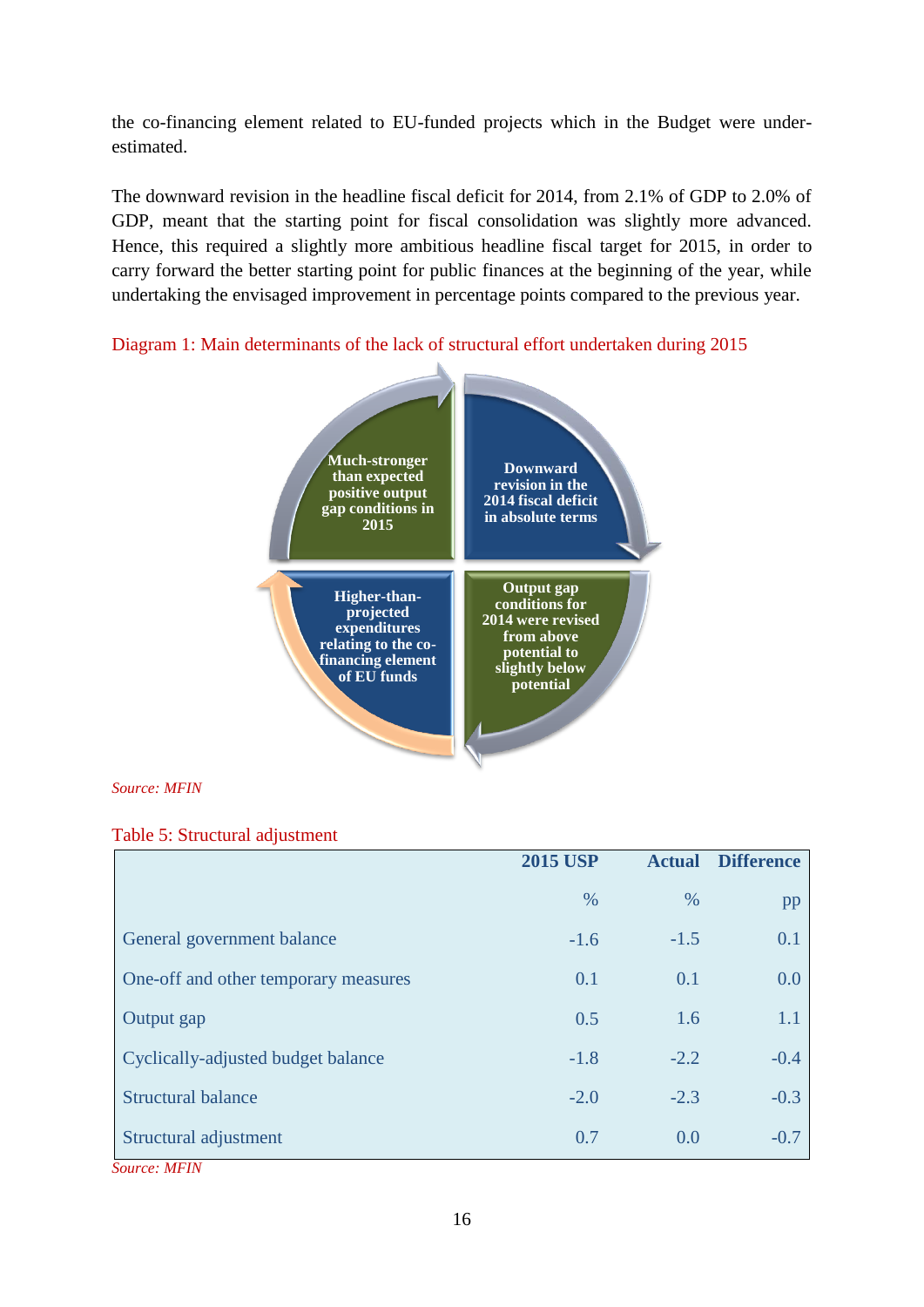the co-financing element related to EU-funded projects which in the Budget were under-estimated.

The downward revision in the headline fiscal deficit for 2014, from 2.1% of GDP to 2.0% of GDP, meant that the starting point for fiscal consolidation was slightly more advanced. Hence, this required a slightly more ambitious headline fiscal target for 2015, in order to carry forward the better starting point for public finances at the beginning of the year, while undertaking the envisaged improvement in percentage points compared to the previous year.

Diagram 1: Main determinants of the lack of structural effort undertaken during 2015

- **Much-stronger than expected positive output gap conditions in 2015**
- **Downward revision in the 2014 fiscal deficit in absolute terms**
- **Output gap conditions for 2014 were revised from above potential to slightly below potential**
- **Higher-than-projected expenditures relating to the co-financing element of EU funds**

*Source: MFIN*

Table 5: Structural adjustment

| | 2015 USP | Actual | Difference |
|---|---|---|---|
| | % | % | pp |
| General government balance | -1.6 | -1.5 | 0.1 |
| One-off and other temporary measures | 0.1 | 0.1 | 0.0 |
| Output gap | 0.5 | 1.6 | 1.1 |
| Cyclically-adjusted budget balance | -1.8 | -2.2 | -0.4 |
| Structural balance | -2.0 | -2.3 | -0.3 |
| Structural adjustment | 0.7 | 0.0 | -0.7 |

*Source: MFIN*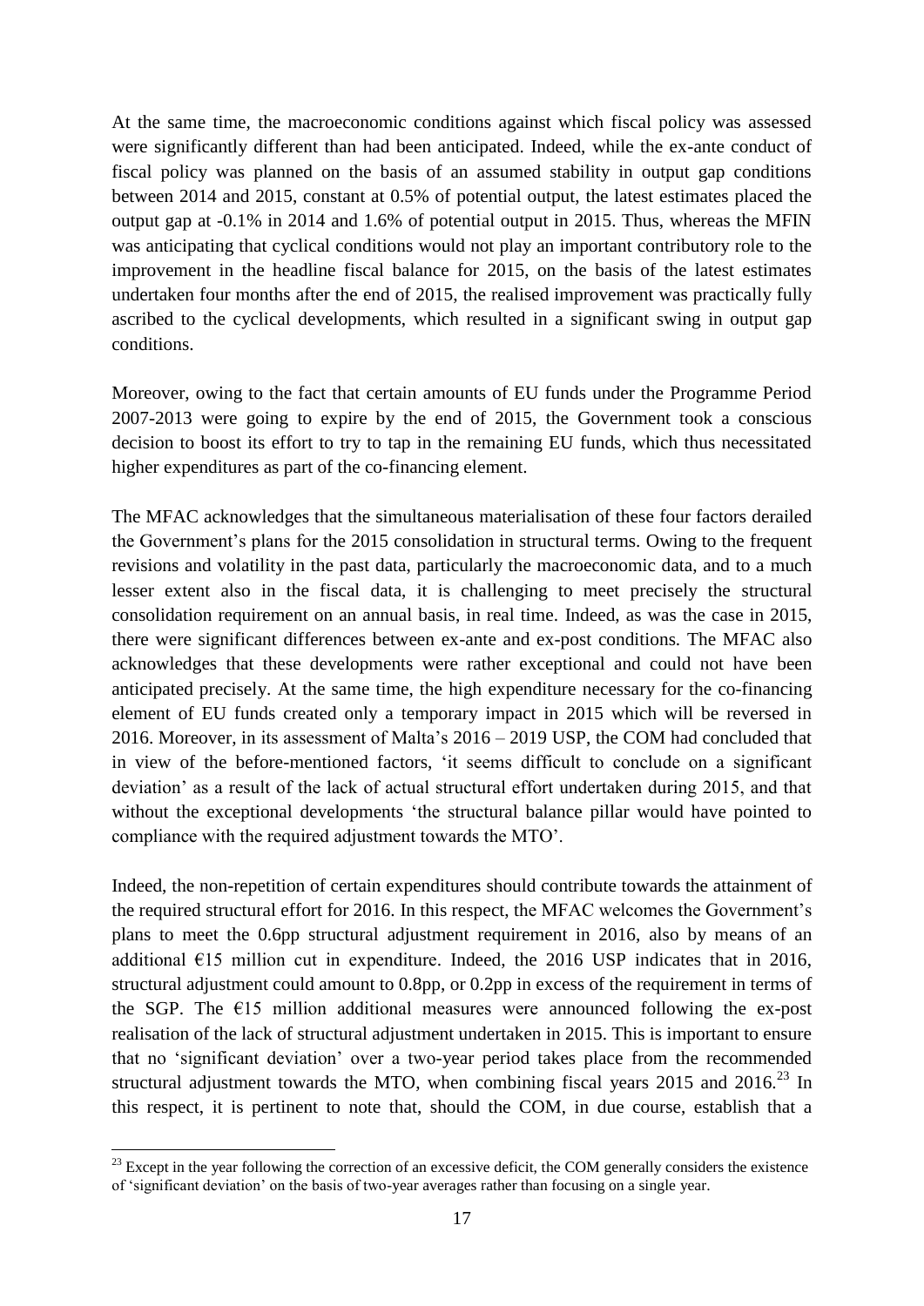At the same time, the macroeconomic conditions against which fiscal policy was assessed were significantly different than had been anticipated. Indeed, while the ex-ante conduct of fiscal policy was planned on the basis of an assumed stability in output gap conditions between 2014 and 2015, constant at 0.5% of potential output, the latest estimates placed the output gap at -0.1% in 2014 and 1.6% of potential output in 2015. Thus, whereas the MFIN was anticipating that cyclical conditions would not play an important contributory role to the improvement in the headline fiscal balance for 2015, on the basis of the latest estimates undertaken four months after the end of 2015, the realised improvement was practically fully ascribed to the cyclical developments, which resulted in a significant swing in output gap conditions.

Moreover, owing to the fact that certain amounts of EU funds under the Programme Period 2007-2013 were going to expire by the end of 2015, the Government took a conscious decision to boost its effort to try to tap in the remaining EU funds, which thus necessitated higher expenditures as part of the co-financing element.

The MFAC acknowledges that the simultaneous materialisation of these four factors derailed the Government's plans for the 2015 consolidation in structural terms. Owing to the frequent revisions and volatility in the past data, particularly the macroeconomic data, and to a much lesser extent also in the fiscal data, it is challenging to meet precisely the structural consolidation requirement on an annual basis, in real time. Indeed, as was the case in 2015, there were significant differences between ex-ante and ex-post conditions. The MFAC also acknowledges that these developments were rather exceptional and could not have been anticipated precisely. At the same time, the high expenditure necessary for the co-financing element of EU funds created only a temporary impact in 2015 which will be reversed in 2016. Moreover, in its assessment of Malta's 2016 – 2019 USP, the COM had concluded that in view of the before-mentioned factors, 'it seems difficult to conclude on a significant deviation' as a result of the lack of actual structural effort undertaken during 2015, and that without the exceptional developments 'the structural balance pillar would have pointed to compliance with the required adjustment towards the MTO'.

Indeed, the non-repetition of certain expenditures should contribute towards the attainment of the required structural effort for 2016. In this respect, the MFAC welcomes the Government's plans to meet the 0.6pp structural adjustment requirement in 2016, also by means of an additional €15 million cut in expenditure. Indeed, the 2016 USP indicates that in 2016, structural adjustment could amount to 0.8pp, or 0.2pp in excess of the requirement in terms of the SGP. The €15 million additional measures were announced following the ex-post realisation of the lack of structural adjustment undertaken in 2015. This is important to ensure that no 'significant deviation' over a two-year period takes place from the recommended structural adjustment towards the MTO, when combining fiscal years 2015 and 2016.[23] In this respect, it is pertinent to note that, should the COM, in due course, establish that a

[23] Except in the year following the correction of an excessive deficit, the COM generally considers the existence of 'significant deviation' on the basis of two-year averages rather than focusing on a single year.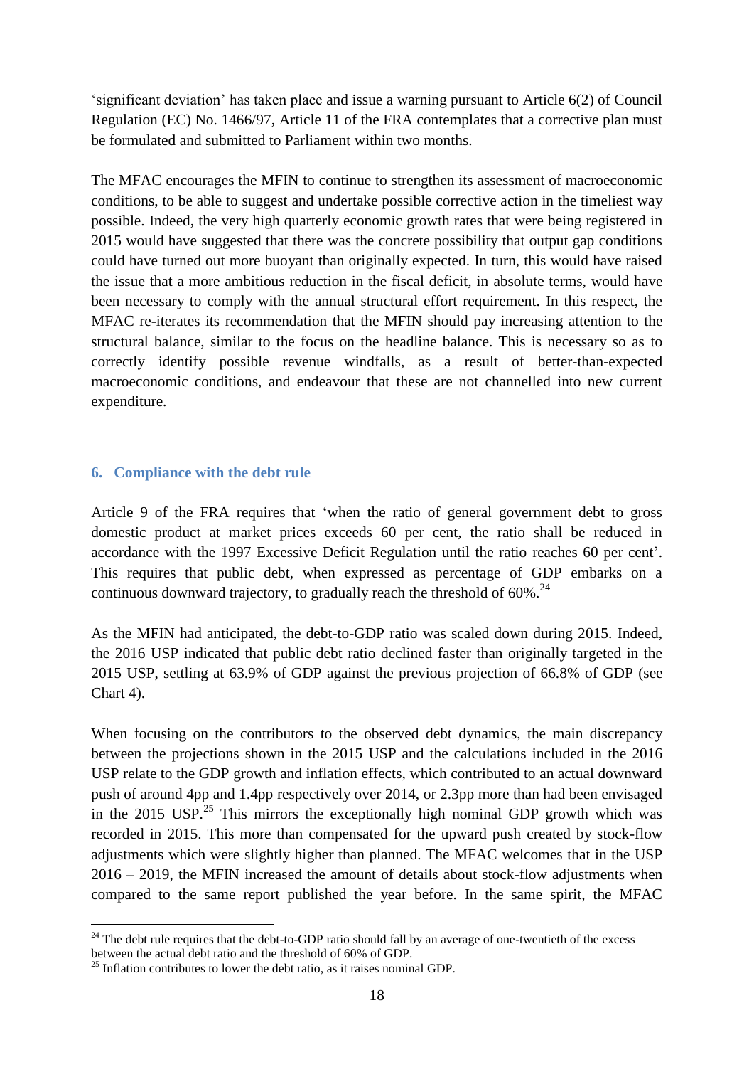'significant deviation' has taken place and issue a warning pursuant to Article 6(2) of Council Regulation (EC) No. 1466/97, Article 11 of the FRA contemplates that a corrective plan must be formulated and submitted to Parliament within two months.

The MFAC encourages the MFIN to continue to strengthen its assessment of macroeconomic conditions, to be able to suggest and undertake possible corrective action in the timeliest way possible. Indeed, the very high quarterly economic growth rates that were being registered in 2015 would have suggested that there was the concrete possibility that output gap conditions could have turned out more buoyant than originally expected. In turn, this would have raised the issue that a more ambitious reduction in the fiscal deficit, in absolute terms, would have been necessary to comply with the annual structural effort requirement. In this respect, the MFAC re-iterates its recommendation that the MFIN should pay increasing attention to the structural balance, similar to the focus on the headline balance. This is necessary so as to correctly identify possible revenue windfalls, as a result of better-than-expected macroeconomic conditions, and endeavour that these are not channelled into new current expenditure.

## 6. Compliance with the debt rule

Article 9 of the FRA requires that 'when the ratio of general government debt to gross domestic product at market prices exceeds 60 per cent, the ratio shall be reduced in accordance with the 1997 Excessive Deficit Regulation until the ratio reaches 60 per cent'. This requires that public debt, when expressed as percentage of GDP embarks on a continuous downward trajectory, to gradually reach the threshold of 60%.[24]

As the MFIN had anticipated, the debt-to-GDP ratio was scaled down during 2015. Indeed, the 2016 USP indicated that public debt ratio declined faster than originally targeted in the 2015 USP, settling at 63.9% of GDP against the previous projection of 66.8% of GDP (see Chart 4).

When focusing on the contributors to the observed debt dynamics, the main discrepancy between the projections shown in the 2015 USP and the calculations included in the 2016 USP relate to the GDP growth and inflation effects, which contributed to an actual downward push of around 4pp and 1.4pp respectively over 2014, or 2.3pp more than had been envisaged in the 2015 USP.[25] This mirrors the exceptionally high nominal GDP growth which was recorded in 2015. This more than compensated for the upward push created by stock-flow adjustments which were slightly higher than planned. The MFAC welcomes that in the USP 2016 – 2019, the MFIN increased the amount of details about stock-flow adjustments when compared to the same report published the year before. In the same spirit, the MFAC

---

[24] The debt rule requires that the debt-to-GDP ratio should fall by an average of one-twentieth of the excess between the actual debt ratio and the threshold of 60% of GDP.

[25] Inflation contributes to lower the debt ratio, as it raises nominal GDP.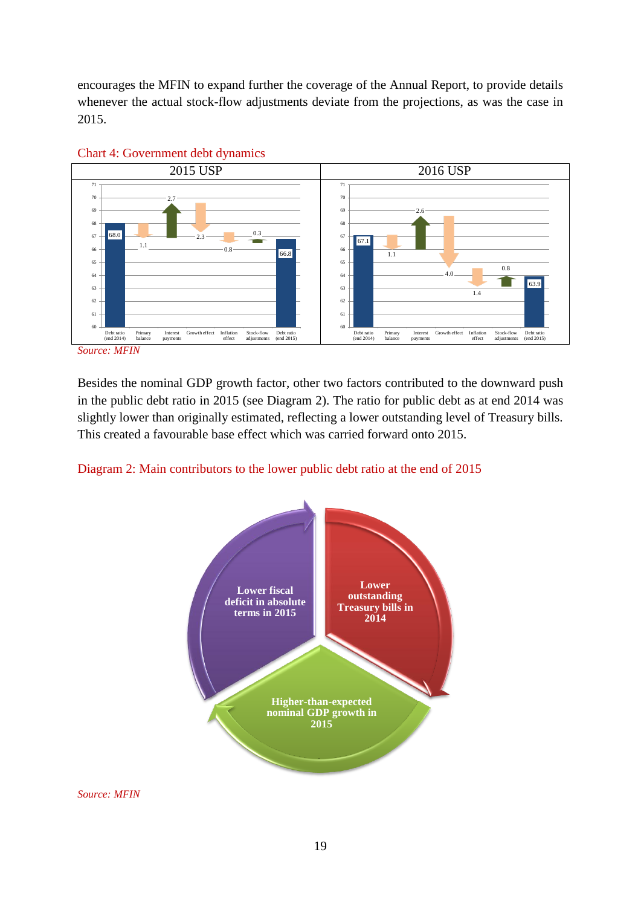encourages the MFIN to expand further the coverage of the Annual Report, to provide details whenever the actual stock-flow adjustments deviate from the projections, as was the case in 2015.

Chart 4: Government debt dynamics

| | 2015 USP | 2016 USP |
|---|---|---|
| Debt ratio (end 2014) | 68.0 | 67.1 |
| Primary balance | 1.1 | 1.1 |
| Interest payments | 2.7 | 2.6 |
| Growth effect | 2.3 | 4.0 |
| Inflation effect | 0.8 | 1.4 |
| Stock-flow adjustments | 0.3 | 0.8 |
| Debt ratio (end 2015) | 66.8 | 63.9 |

*Source: MFIN*

Besides the nominal GDP growth factor, other two factors contributed to the downward push in the public debt ratio in 2015 (see Diagram 2). The ratio for public debt as at end 2014 was slightly lower than originally estimated, reflecting a lower outstanding level of Treasury bills. This created a favourable base effect which was carried forward onto 2015.

Diagram 2: Main contributors to the lower public debt ratio at the end of 2015

- Lower fiscal deficit in absolute terms in 2015
- Lower outstanding Treasury bills in 2014
- Higher-than-expected nominal GDP growth in 2015

*Source: MFIN*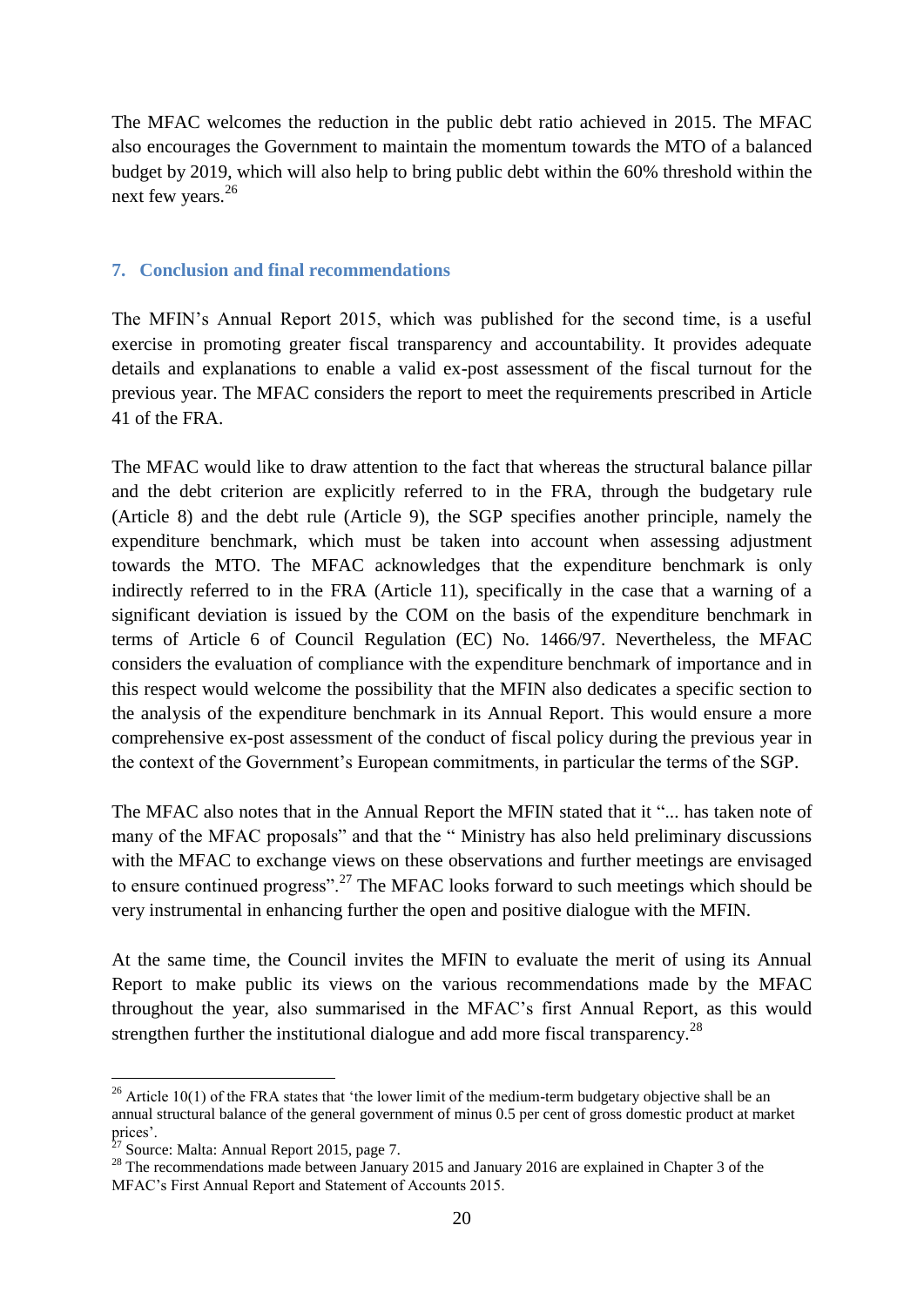The MFAC welcomes the reduction in the public debt ratio achieved in 2015. The MFAC also encourages the Government to maintain the momentum towards the MTO of a balanced budget by 2019, which will also help to bring public debt within the 60% threshold within the next few years.[26]

## 7. Conclusion and final recommendations

The MFIN's Annual Report 2015, which was published for the second time, is a useful exercise in promoting greater fiscal transparency and accountability. It provides adequate details and explanations to enable a valid ex-post assessment of the fiscal turnout for the previous year. The MFAC considers the report to meet the requirements prescribed in Article 41 of the FRA.

The MFAC would like to draw attention to the fact that whereas the structural balance pillar and the debt criterion are explicitly referred to in the FRA, through the budgetary rule (Article 8) and the debt rule (Article 9), the SGP specifies another principle, namely the expenditure benchmark, which must be taken into account when assessing adjustment towards the MTO. The MFAC acknowledges that the expenditure benchmark is only indirectly referred to in the FRA (Article 11), specifically in the case that a warning of a significant deviation is issued by the COM on the basis of the expenditure benchmark in terms of Article 6 of Council Regulation (EC) No. 1466/97. Nevertheless, the MFAC considers the evaluation of compliance with the expenditure benchmark of importance and in this respect would welcome the possibility that the MFIN also dedicates a specific section to the analysis of the expenditure benchmark in its Annual Report. This would ensure a more comprehensive ex-post assessment of the conduct of fiscal policy during the previous year in the context of the Government's European commitments, in particular the terms of the SGP.

The MFAC also notes that in the Annual Report the MFIN stated that it "... has taken note of many of the MFAC proposals" and that the " Ministry has also held preliminary discussions with the MFAC to exchange views on these observations and further meetings are envisaged to ensure continued progress".[27] The MFAC looks forward to such meetings which should be very instrumental in enhancing further the open and positive dialogue with the MFIN.

At the same time, the Council invites the MFIN to evaluate the merit of using its Annual Report to make public its views on the various recommendations made by the MFAC throughout the year, also summarised in the MFAC's first Annual Report, as this would strengthen further the institutional dialogue and add more fiscal transparency.[28]

---

[26] Article 10(1) of the FRA states that 'the lower limit of the medium-term budgetary objective shall be an annual structural balance of the general government of minus 0.5 per cent of gross domestic product at market prices'.

[27] Source: Malta: Annual Report 2015, page 7.

[28] The recommendations made between January 2015 and January 2016 are explained in Chapter 3 of the MFAC's First Annual Report and Statement of Accounts 2015.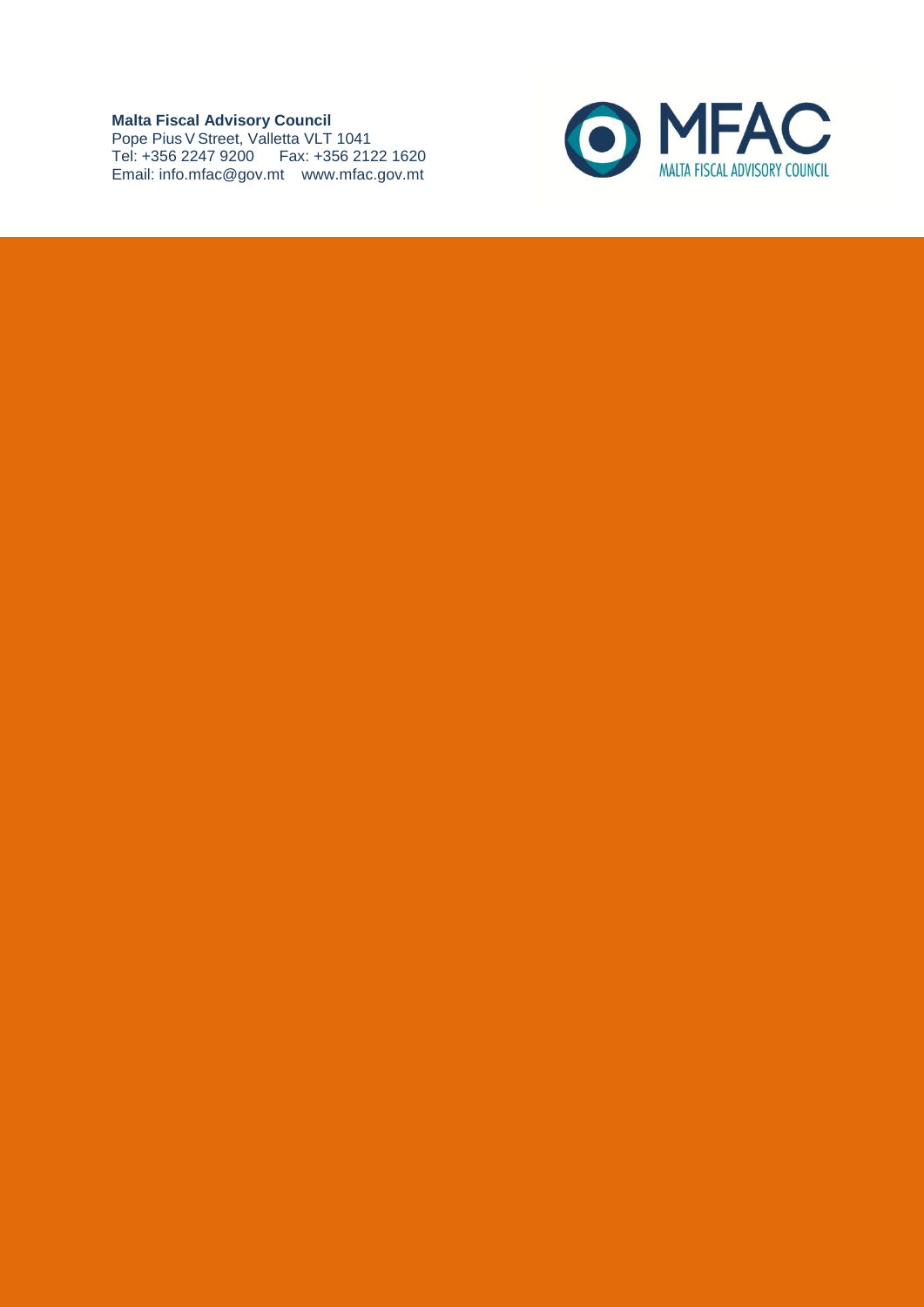**Malta Fiscal Advisory Council**
Pope Pius V Street, Valletta VLT 1041
Tel: +356 2247 9200 Fax: +356 2122 1620
Email: info.mfac@gov.mt www.mfac.gov.mt

MFAC
MALTA FISCAL ADVISORY COUNCIL